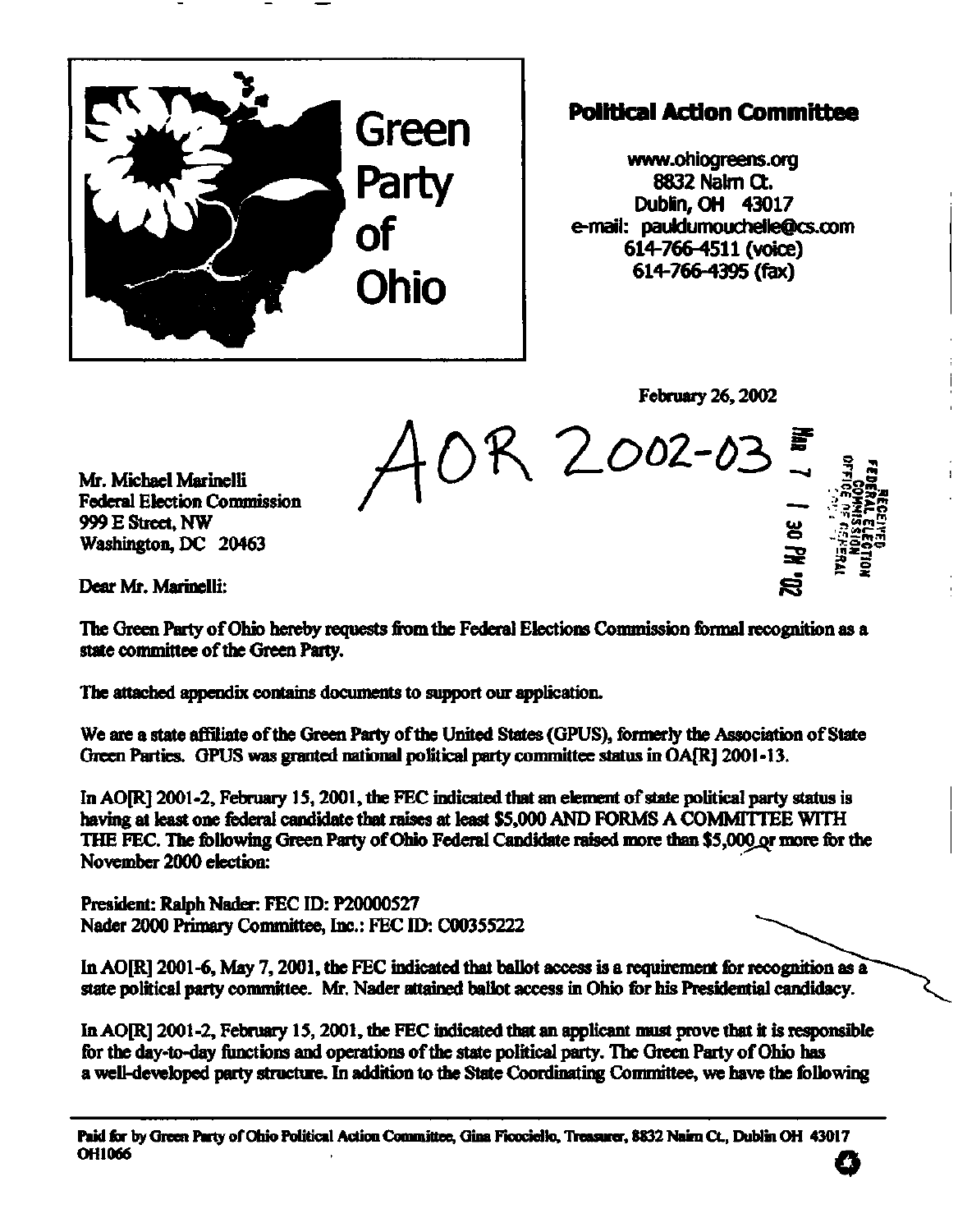Green Party of Ohio

**Political Action Committee**

www.ohiogreens.org
8832 Nairn Ct.
Dublin, OH 43017
e-mail: pauldumouchelle@cs.com
614-766-4511 (voice)
614-766-4395 (fax)

February 26, 2002

AOR 2002-03

RECEIVED
FEDERAL ELECTION COMMISSION
OFFICE OF GENERAL COUNSEL

MAR 7 1 30 PM '02

Mr. Michael Marinelli
Federal Election Commission
999 E Street, NW
Washington, DC 20463

Dear Mr. Marinelli:

The Green Party of Ohio hereby requests from the Federal Elections Commission formal recognition as a state committee of the Green Party.

The attached appendix contains documents to support our application.

We are a state affiliate of the Green Party of the United States (GPUS), formerly the Association of State Green Parties. GPUS was granted national political party committee status in OA[R] 2001-13.

In AO[R] 2001-2, February 15, 2001, the FEC indicated that an element of state political party status is having at least one federal candidate that raises at least $5,000 AND FORMS A COMMITTEE WITH THE FEC. The following Green Party of Ohio Federal Candidate raised more than $5,000 or more for the November 2000 election:

President: Ralph Nader: FEC ID: P20000527
Nader 2000 Primary Committee, Inc.: FEC ID: C00355222

In AO[R] 2001-6, May 7, 2001, the FEC indicated that ballot access is a requirement for recognition as a state political party committee. Mr. Nader attained ballot access in Ohio for his Presidential candidacy.

In AO[R] 2001-2, February 15, 2001, the FEC indicated that an applicant must prove that it is responsible for the day-to-day functions and operations of the state political party. The Green Party of Ohio has a well-developed party structure. In addition to the State Coordinating Committee, we have the following

Paid for by Green Party of Ohio Political Action Committee, Gina Ficociello, Treasurer, 8832 Nairn Ct., Dublin OH 43017
OH1066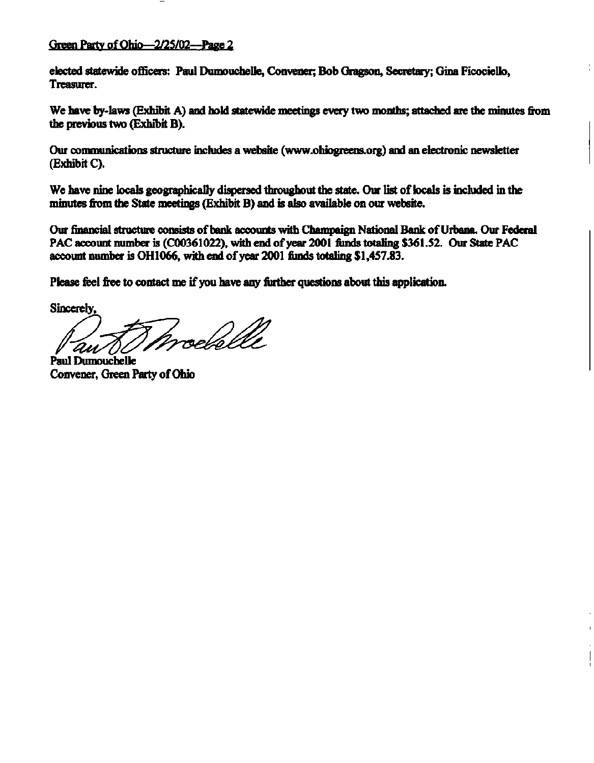elected statewide officers: Paul Dumouchelle, Convener; Bob Gragson, Secretary; Gina Ficociello, Treasurer.

We have by-laws (Exhibit A) and hold statewide meetings every two months; attached are the minutes from the previous two (Exhibit B).

Our communications structure includes a website (www.ohiogreens.org) and an electronic newsletter (Exhibit C).

We have nine locals geographically dispersed throughout the state. Our list of locals is included in the minutes from the State meetings (Exhibit B) and is also available on our website.

Our financial structure consists of bank accounts with Champaign National Bank of Urbana. Our Federal PAC account number is (C00361022), with end of year 2001 funds totaling $361.52. Our State PAC account number is OH1066, with end of year 2001 funds totaling $1,457.83.

Please feel free to contact me if you have any further questions about this application.

Sincerely,

Paul Dumouchelle
Convener, Green Party of Ohio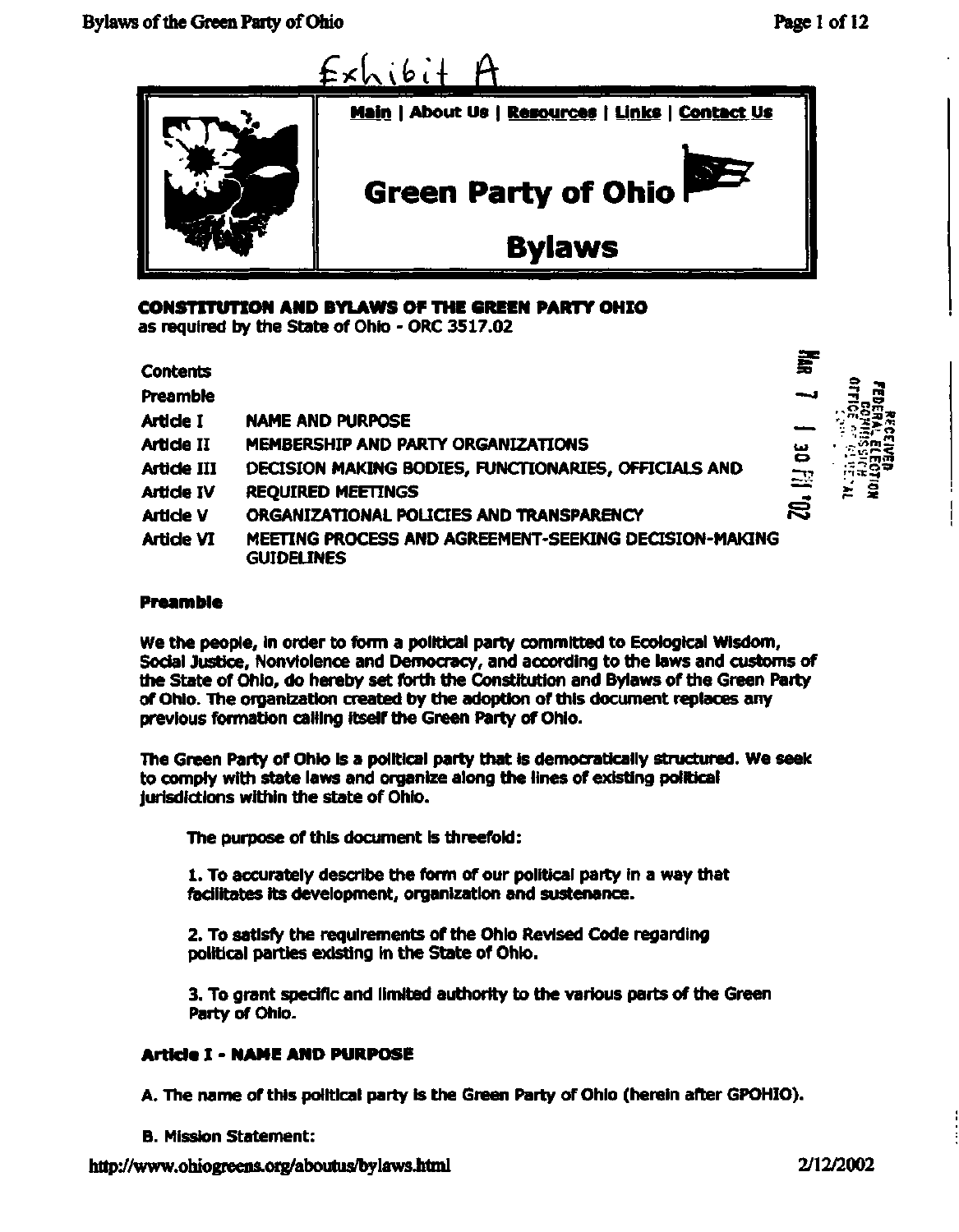Exhibit A

Main | About Us | Resources | Links | Contact Us

# Green Party of Ohio

# Bylaws

**CONSTITUTION AND BYLAWS OF THE GREEN PARTY OHIO**
as required by the State of Ohio - ORC 3517.02

| Contents | |
|---|---|
| Preamble | |
| Article I | NAME AND PURPOSE |
| Article II | MEMBERSHIP AND PARTY ORGANIZATIONS |
| Article III | DECISION MAKING BODIES, FUNCTIONARIES, OFFICIALS AND |
| Article IV | REQUIRED MEETINGS |
| Article V | ORGANIZATIONAL POLICIES AND TRANSPARENCY |
| Article VI | MEETING PROCESS AND AGREEMENT-SEEKING DECISION-MAKING GUIDELINES |

RECEIVED
FEDERAL ELECTION COMMISSION
OFFICE OF GENERAL
MAR 7 1 30 PM '02

**Preamble**

We the people, in order to form a political party committed to Ecological Wisdom, Social Justice, Nonviolence and Democracy, and according to the laws and customs of the State of Ohio, do hereby set forth the Constitution and Bylaws of the Green Party of Ohio. The organization created by the adoption of this document replaces any previous formation calling itself the Green Party of Ohio.

The Green Party of Ohio is a political party that is democratically structured. We seek to comply with state laws and organize along the lines of existing political jurisdictions within the state of Ohio.

The purpose of this document is threefold:

1. To accurately describe the form of our political party in a way that facilitates its development, organization and sustenance.

2. To satisfy the requirements of the Ohio Revised Code regarding political parties existing in the State of Ohio.

3. To grant specific and limited authority to the various parts of the Green Party of Ohio.

**Article I - NAME AND PURPOSE**

A. The name of this political party is the Green Party of Ohio (herein after GPOHIO).

B. Mission Statement: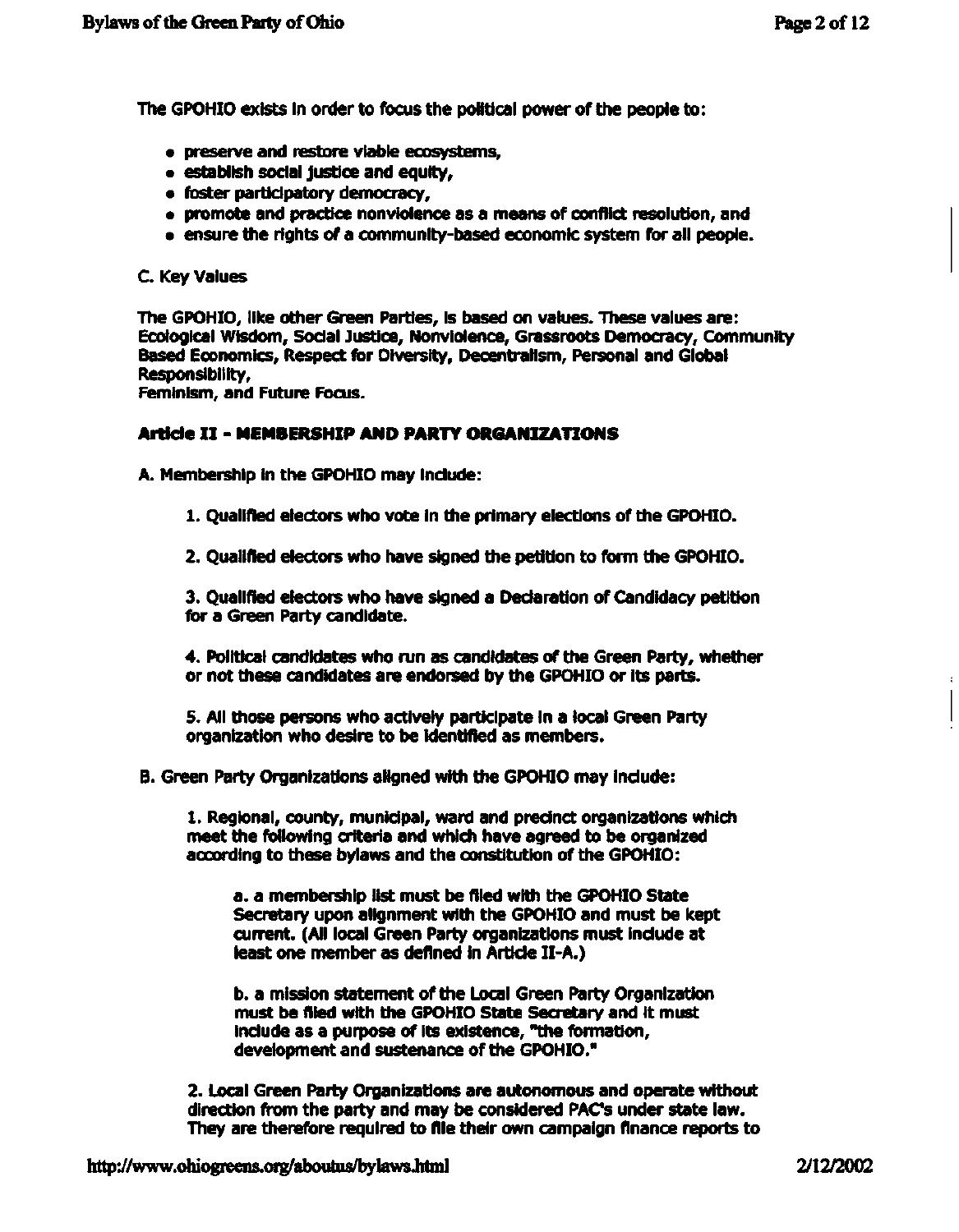The GPOHIO exists in order to focus the political power of the people to:

- preserve and restore viable ecosystems,
- establish social justice and equity,
- foster participatory democracy,
- promote and practice nonviolence as a means of conflict resolution, and
- ensure the rights of a community-based economic system for all people.

C. Key Values

The GPOHIO, like other Green Parties, is based on values. These values are: Ecological Wisdom, Social Justice, Nonviolence, Grassroots Democracy, Community Based Economics, Respect for Diversity, Decentralism, Personal and Global Responsibility,
Feminism, and Future Focus.

**Article II - MEMBERSHIP AND PARTY ORGANIZATIONS**

A. Membership in the GPOHIO may include:

1. Qualified electors who vote in the primary elections of the GPOHIO.

2. Qualified electors who have signed the petition to form the GPOHIO.

3. Qualified electors who have signed a Declaration of Candidacy petition for a Green Party candidate.

4. Political candidates who run as candidates of the Green Party, whether or not these candidates are endorsed by the GPOHIO or its parts.

5. All those persons who actively participate in a local Green Party organization who desire to be identified as members.

B. Green Party Organizations aligned with the GPOHIO may include:

1. Regional, county, municipal, ward and precinct organizations which meet the following criteria and which have agreed to be organized according to these bylaws and the constitution of the GPOHIO:

a. a membership list must be filed with the GPOHIO State Secretary upon alignment with the GPOHIO and must be kept current. (All local Green Party organizations must include at least one member as defined in Article II-A.)

b. a mission statement of the Local Green Party Organization must be filed with the GPOHIO State Secretary and it must include as a purpose of its existence, "the formation, development and sustenance of the GPOHIO."

2. Local Green Party Organizations are autonomous and operate without direction from the party and may be considered PAC's under state law. They are therefore required to file their own campaign finance reports to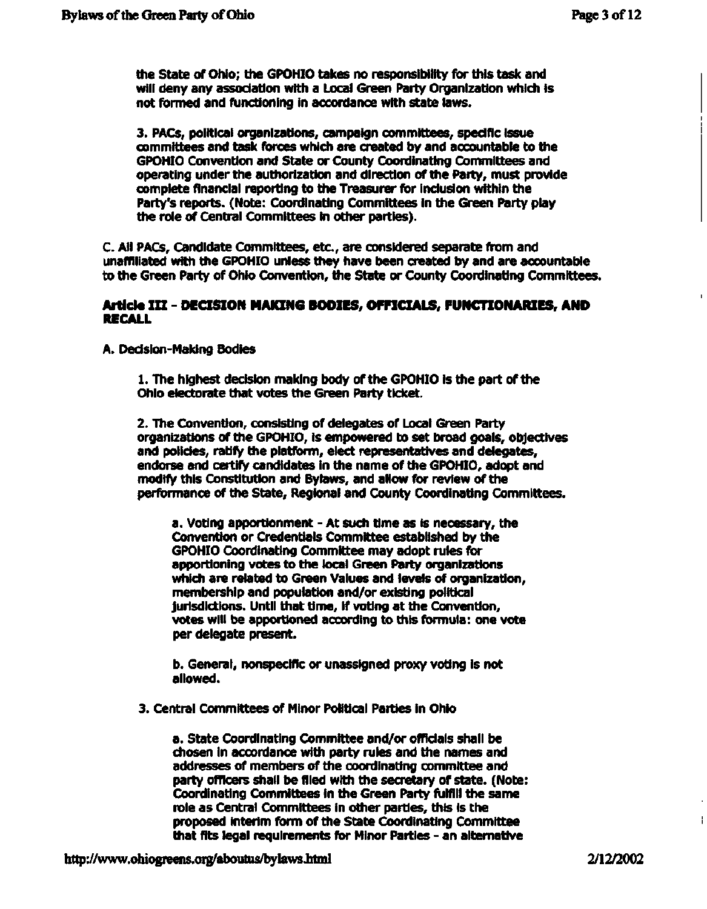the State of Ohio; the GPOHIO takes no responsibility for this task and will deny any association with a Local Green Party Organization which is not formed and functioning in accordance with state laws.

3. PACs, political organizations, campaign committees, specific issue committees and task forces which are created by and accountable to the GPOHIO Convention and State or County Coordinating Committees and operating under the authorization and direction of the Party, must provide complete financial reporting to the Treasurer for inclusion within the Party's reports. (Note: Coordinating Committees in the Green Party play the role of Central Committees in other parties).

C. All PACs, Candidate Committees, etc., are considered separate from and unaffiliated with the GPOHIO unless they have been created by and are accountable to the Green Party of Ohio Convention, the State or County Coordinating Committees.

## Article III - DECISION MAKING BODIES, OFFICIALS, FUNCTIONARIES, AND RECALL

A. Decision-Making Bodies

1. The highest decision making body of the GPOHIO is the part of the Ohio electorate that votes the Green Party ticket.

2. The Convention, consisting of delegates of Local Green Party organizations of the GPOHIO, is empowered to set broad goals, objectives and policies, ratify the platform, elect representatives and delegates, endorse and certify candidates in the name of the GPOHIO, adopt and modify this Constitution and Bylaws, and allow for review of the performance of the State, Regional and County Coordinating Committees.

a. Voting apportionment - At such time as is necessary, the Convention or Credentials Committee established by the GPOHIO Coordinating Committee may adopt rules for apportioning votes to the local Green Party organizations which are related to Green Values and levels of organization, membership and population and/or existing political jurisdictions. Until that time, if voting at the Convention, votes will be apportioned according to this formula: one vote per delegate present.

b. General, nonspecific or unassigned proxy voting is not allowed.

3. Central Committees of Minor Political Parties in Ohio

a. State Coordinating Committee and/or officials shall be chosen in accordance with party rules and the names and addresses of members of the coordinating committee and party officers shall be filed with the secretary of state. (Note: Coordinating Committees in the Green Party fulfill the same role as Central Committees in other parties, this is the proposed interim form of the State Coordinating Committee that fits legal requirements for Minor Parties - an alternative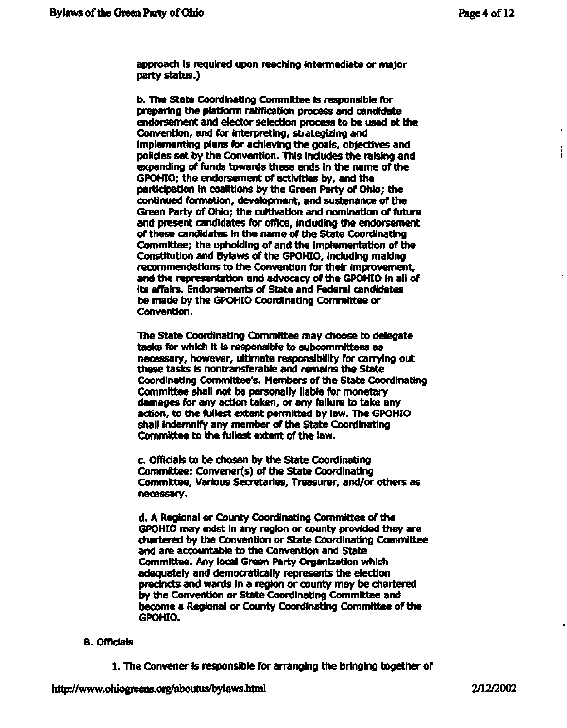approach is required upon reaching intermediate or major party status.)

b. The State Coordinating Committee is responsible for preparing the platform ratification process and candidate endorsement and elector selection process to be used at the Convention, and for interpreting, strategizing and implementing plans for achieving the goals, objectives and policies set by the Convention. This includes the raising and expending of funds towards these ends in the name of the GPOHIO; the endorsement of activities by, and the participation in coalitions by the Green Party of Ohio; the continued formation, development, and sustenance of the Green Party of Ohio; the cultivation and nomination of future and present candidates for office, including the endorsement of these candidates in the name of the State Coordinating Committee; the upholding of and the implementation of the Constitution and Bylaws of the GPOHIO, including making recommendations to the Convention for their improvement, and the representation and advocacy of the GPOHIO in all of its affairs. Endorsements of State and Federal candidates be made by the GPOHIO Coordinating Committee or Convention.

The State Coordinating Committee may choose to delegate tasks for which it is responsible to subcommittees as necessary, however, ultimate responsibility for carrying out these tasks is nontransferable and remains the State Coordinating Committee's. Members of the State Coordinating Committee shall not be personally liable for monetary damages for any action taken, or any failure to take any action, to the fullest extent permitted by law. The GPOHIO shall indemnify any member of the State Coordinating Committee to the fullest extent of the law.

c. Officials to be chosen by the State Coordinating Committee: Convener(s) of the State Coordinating Committee, Various Secretaries, Treasurer, and/or others as necessary.

d. A Regional or County Coordinating Committee of the GPOHIO may exist in any region or county provided they are chartered by the Convention or State Coordinating Committee and are accountable to the Convention and State Committee. Any local Green Party Organization which adequately and democratically represents the election precincts and wards in a region or county may be chartered by the Convention or State Coordinating Committee and become a Regional or County Coordinating Committee of the GPOHIO.

B. Officials

1. The Convener is responsible for arranging the bringing together of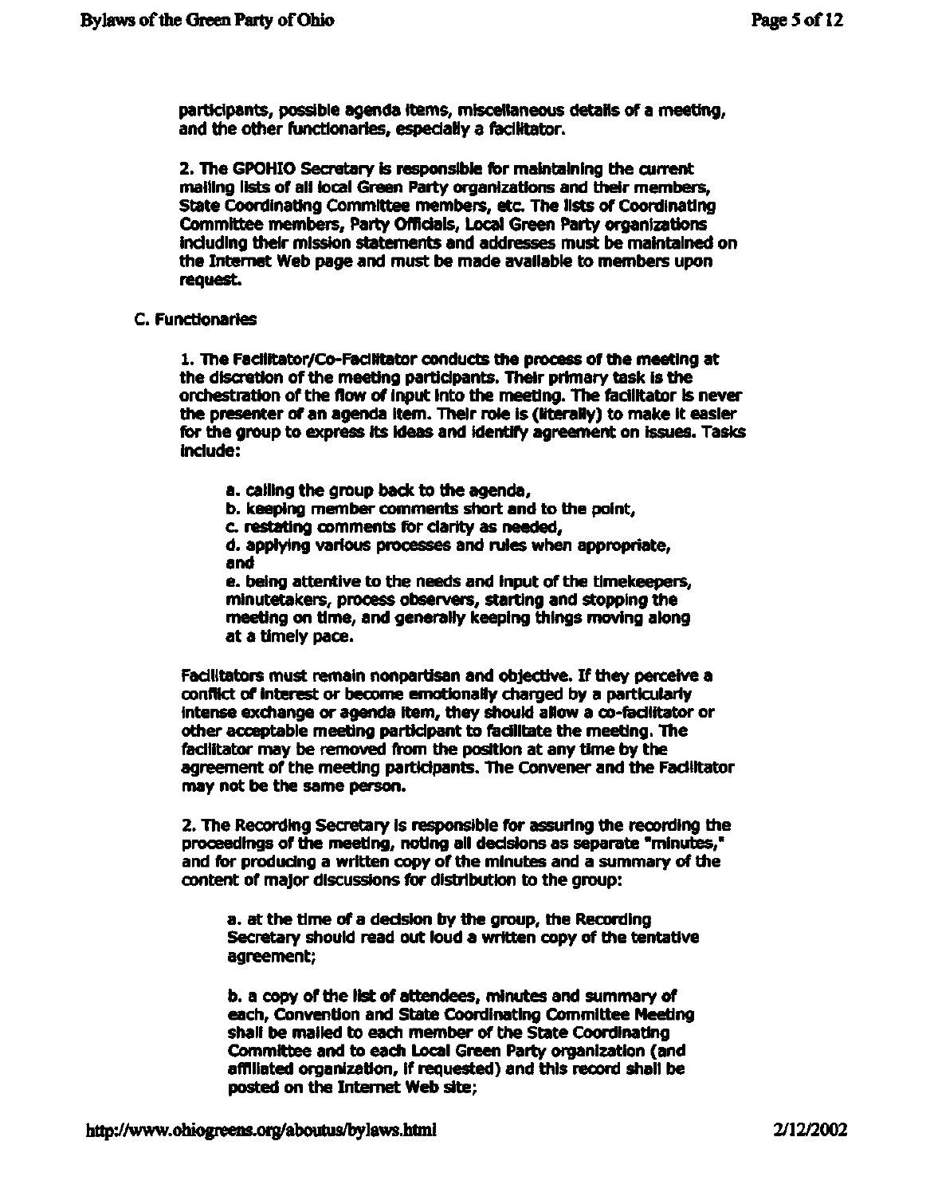participants, possible agenda items, miscellaneous details of a meeting, and the other functionaries, especially a facilitator.

2. The GPOHIO Secretary is responsible for maintaining the current mailing lists of all local Green Party organizations and their members, State Coordinating Committee members, etc. The lists of Coordinating Committee members, Party Officials, Local Green Party organizations including their mission statements and addresses must be maintained on the Internet Web page and must be made available to members upon request.

C. Functionaries

1. The Facilitator/Co-Facilitator conducts the process of the meeting at the discretion of the meeting participants. Their primary task is the orchestration of the flow of input into the meeting. The facilitator is never the presenter of an agenda item. Their role is (literally) to make it easier for the group to express its ideas and identify agreement on issues. Tasks include:

a. calling the group back to the agenda,
b. keeping member comments short and to the point,
c. restating comments for clarity as needed,
d. applying various processes and rules when appropriate, and
e. being attentive to the needs and input of the timekeepers, minutetakers, process observers, starting and stopping the meeting on time, and generally keeping things moving along at a timely pace.

Facilitators must remain nonpartisan and objective. If they perceive a conflict of interest or become emotionally charged by a particularly intense exchange or agenda item, they should allow a co-facilitator or other acceptable meeting participant to facilitate the meeting. The facilitator may be removed from the position at any time by the agreement of the meeting participants. The Convener and the Facilitator may not be the same person.

2. The Recording Secretary is responsible for assuring the recording the proceedings of the meeting, noting all decisions as separate "minutes," and for producing a written copy of the minutes and a summary of the content of major discussions for distribution to the group:

a. at the time of a decision by the group, the Recording Secretary should read out loud a written copy of the tentative agreement;

b. a copy of the list of attendees, minutes and summary of each, Convention and State Coordinating Committee Meeting shall be mailed to each member of the State Coordinating Committee and to each Local Green Party organization (and affiliated organization, if requested) and this record shall be posted on the Internet Web site;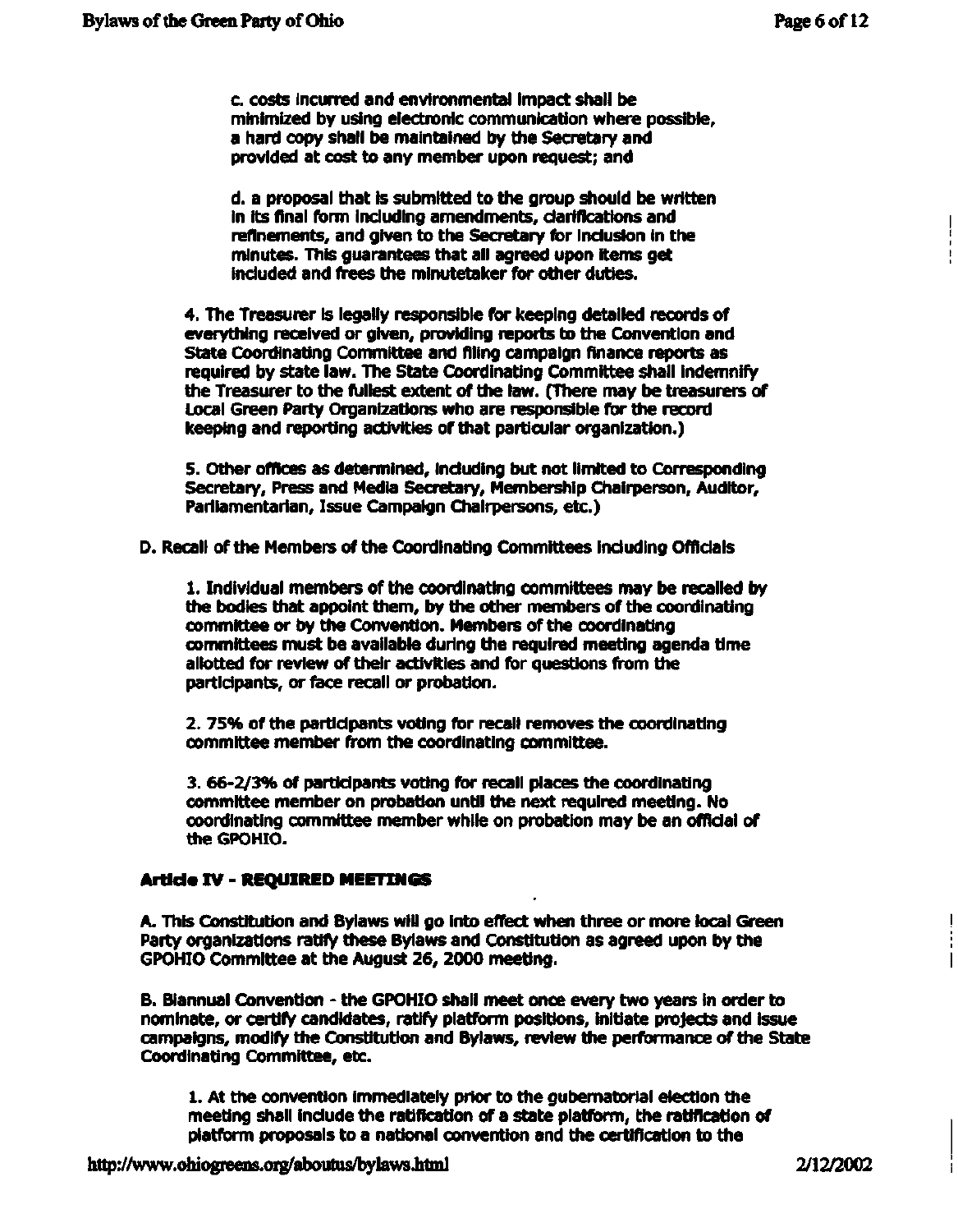c. costs incurred and environmental impact shall be minimized by using electronic communication where possible, a hard copy shall be maintained by the Secretary and provided at cost to any member upon request; and

d. a proposal that is submitted to the group should be written in its final form including amendments, clarifications and refinements, and given to the Secretary for inclusion in the minutes. This guarantees that all agreed upon items get included and frees the minutetaker for other duties.

4. The Treasurer is legally responsible for keeping detailed records of everything received or given, providing reports to the Convention and State Coordinating Committee and filing campaign finance reports as required by state law. The State Coordinating Committee shall indemnify the Treasurer to the fullest extent of the law. (There may be treasurers of Local Green Party Organizations who are responsible for the record keeping and reporting activities of that particular organization.)

5. Other offices as determined, including but not limited to Corresponding Secretary, Press and Media Secretary, Membership Chairperson, Auditor, Parliamentarian, Issue Campaign Chairpersons, etc.)

D. Recall of the Members of the Coordinating Committees including Officials

1. Individual members of the coordinating committees may be recalled by the bodies that appoint them, by the other members of the coordinating committee or by the Convention. Members of the coordinating committees must be available during the required meeting agenda time allotted for review of their activities and for questions from the participants, or face recall or probation.

2. 75% of the participants voting for recall removes the coordinating committee member from the coordinating committee.

3. 66-2/3% of participants voting for recall places the coordinating committee member on probation until the next required meeting. No coordinating committee member while on probation may be an official of the GPOHIO.

**Article IV - REQUIRED MEETINGS**

A. This Constitution and Bylaws will go into effect when three or more local Green Party organizations ratify these Bylaws and Constitution as agreed upon by the GPOHIO Committee at the August 26, 2000 meeting.

B. Biannual Convention - the GPOHIO shall meet once every two years in order to nominate, or certify candidates, ratify platform positions, initiate projects and issue campaigns, modify the Constitution and Bylaws, review the performance of the State Coordinating Committee, etc.

1. At the convention immediately prior to the gubernatorial election the meeting shall include the ratification of a state platform, the ratification of platform proposals to a national convention and the certification to the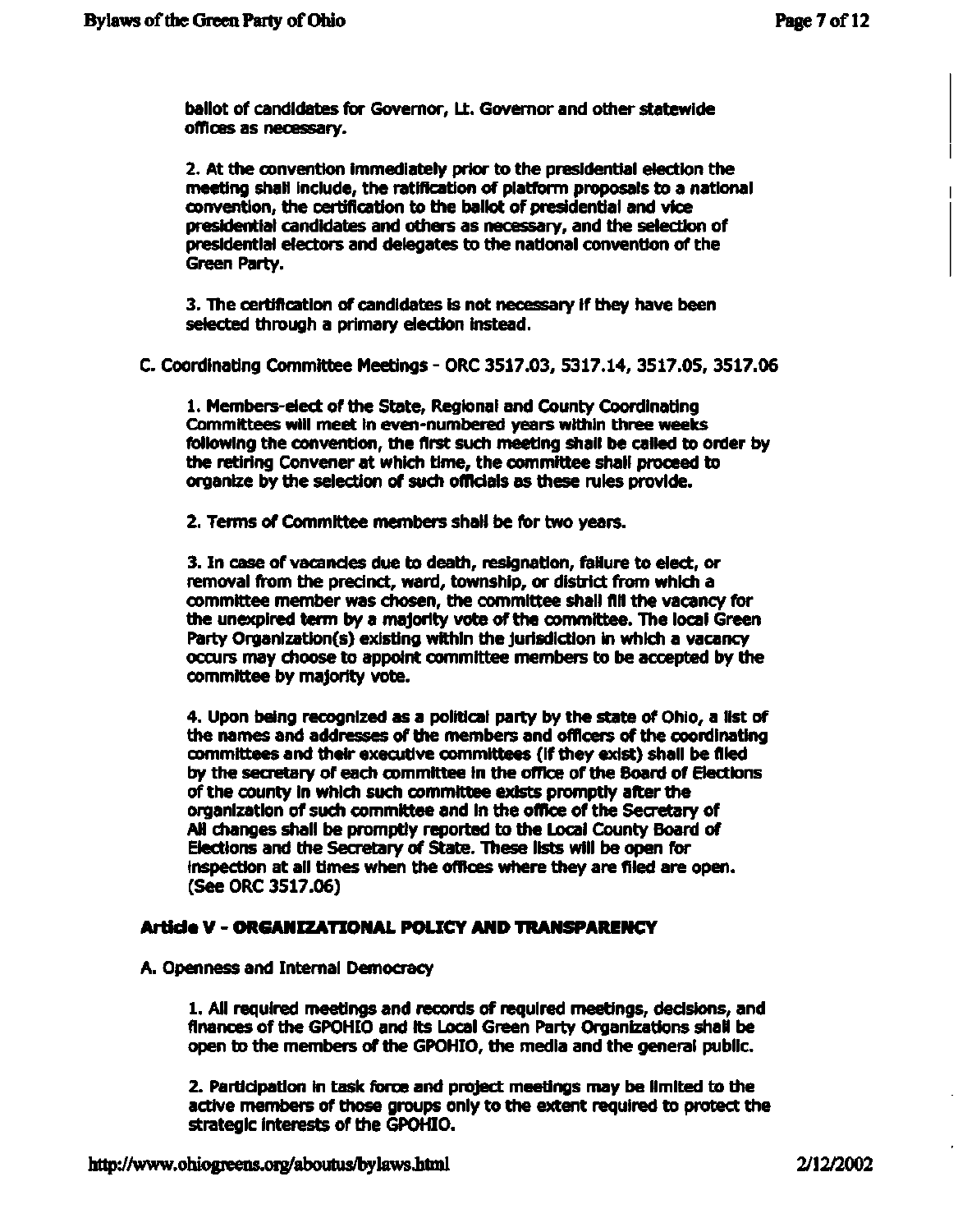ballot of candidates for Governor, Lt. Governor and other statewide offices as necessary.

2. At the convention immediately prior to the presidential election the meeting shall include, the ratification of platform proposals to a national convention, the certification to the ballot of presidential and vice presidential candidates and others as necessary, and the selection of presidential electors and delegates to the national convention of the Green Party.

3. The certification of candidates is not necessary if they have been selected through a primary election instead.

C. Coordinating Committee Meetings - ORC 3517.03, 5317.14, 3517.05, 3517.06

1. Members-elect of the State, Regional and County Coordinating Committees will meet in even-numbered years within three weeks following the convention, the first such meeting shall be called to order by the retiring Convener at which time, the committee shall proceed to organize by the selection of such officials as these rules provide.

2. Terms of Committee members shall be for two years.

3. In case of vacancies due to death, resignation, failure to elect, or removal from the precinct, ward, township, or district from which a committee member was chosen, the committee shall fill the vacancy for the unexpired term by a majority vote of the committee. The local Green Party Organization(s) existing within the jurisdiction in which a vacancy occurs may choose to appoint committee members to be accepted by the committee by majority vote.

4. Upon being recognized as a political party by the state of Ohio, a list of the names and addresses of the members and officers of the coordinating committees and their executive committees (if they exist) shall be filed by the secretary of each committee in the office of the Board of Elections of the county in which such committee exists promptly after the organization of such committee and in the office of the Secretary of All changes shall be promptly reported to the Local County Board of Elections and the Secretary of State. These lists will be open for inspection at all times when the offices where they are filed are open. (See ORC 3517.06)

## Article V - ORGANIZATIONAL POLICY AND TRANSPARENCY

A. Openness and Internal Democracy

1. All required meetings and records of required meetings, decisions, and finances of the GPOHIO and its Local Green Party Organizations shall be open to the members of the GPOHIO, the media and the general public.

2. Participation in task force and project meetings may be limited to the active members of those groups only to the extent required to protect the strategic interests of the GPOHIO.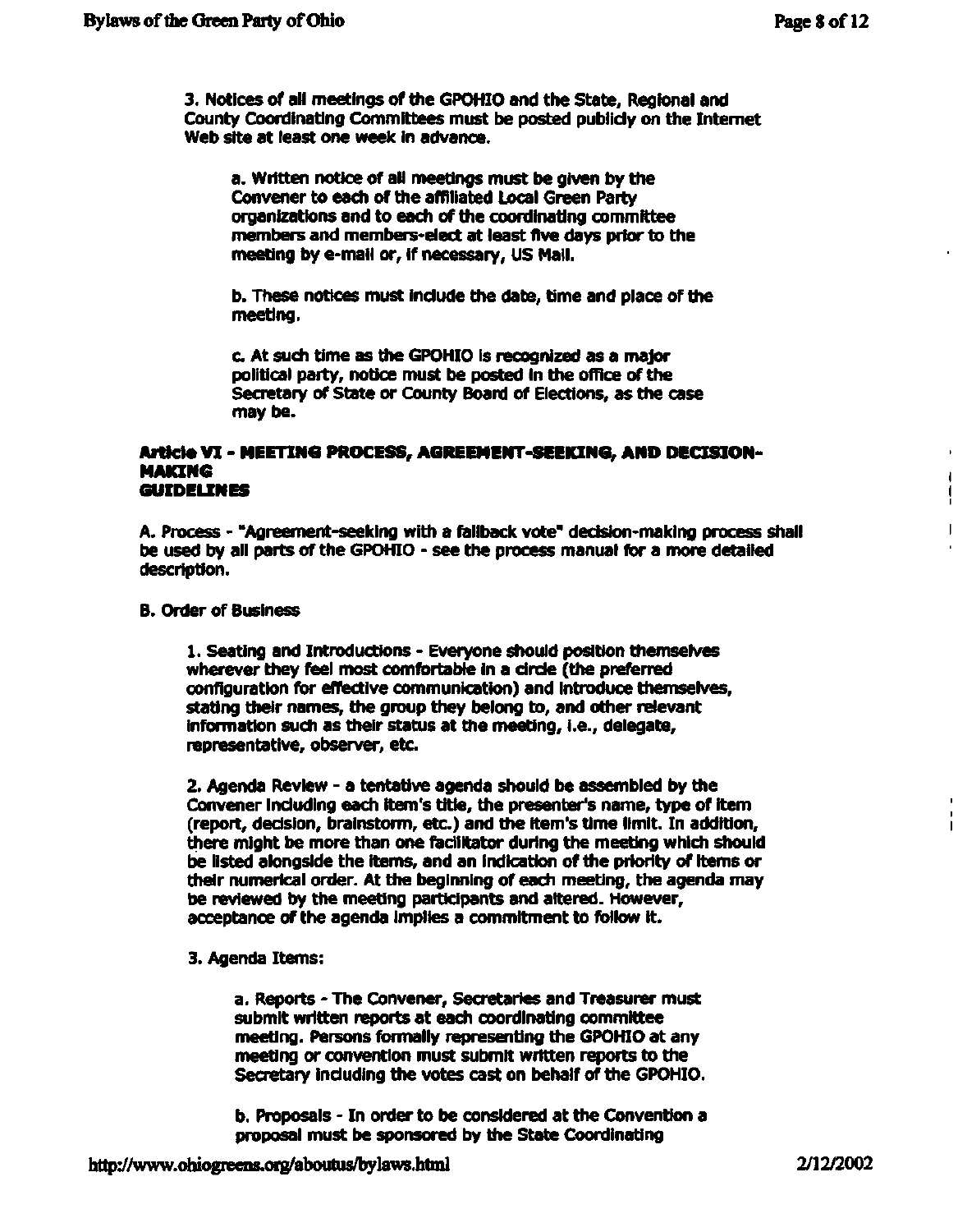3. Notices of all meetings of the GPOHIO and the State, Regional and County Coordinating Committees must be posted publicly on the Internet Web site at least one week in advance.

   a. Written notice of all meetings must be given by the Convener to each of the affiliated Local Green Party organizations and to each of the coordinating committee members and members-elect at least five days prior to the meeting by e-mail or, if necessary, US Mail.

   b. These notices must include the date, time and place of the meeting.

   c. At such time as the GPOHIO is recognized as a major political party, notice must be posted in the office of the Secretary of State or County Board of Elections, as the case may be.

## Article VI - MEETING PROCESS, AGREEMENT-SEEKING, AND DECISION-MAKING GUIDELINES

A. Process - "Agreement-seeking with a fallback vote" decision-making process shall be used by all parts of the GPOHIO - see the process manual for a more detailed description.

B. Order of Business

1. Seating and Introductions - Everyone should position themselves wherever they feel most comfortable in a circle (the preferred configuration for effective communication) and introduce themselves, stating their names, the group they belong to, and other relevant information such as their status at the meeting, i.e., delegate, representative, observer, etc.

2. Agenda Review - a tentative agenda should be assembled by the Convener including each item's title, the presenter's name, type of item (report, decision, brainstorm, etc.) and the item's time limit. In addition, there might be more than one facilitator during the meeting which should be listed alongside the items, and an indication of the priority of items or their numerical order. At the beginning of each meeting, the agenda may be reviewed by the meeting participants and altered. However, acceptance of the agenda implies a commitment to follow it.

3. Agenda Items:

   a. Reports - The Convener, Secretaries and Treasurer must submit written reports at each coordinating committee meeting. Persons formally representing the GPOHIO at any meeting or convention must submit written reports to the Secretary including the votes cast on behalf of the GPOHIO.

   b. Proposals - In order to be considered at the Convention a proposal must be sponsored by the State Coordinating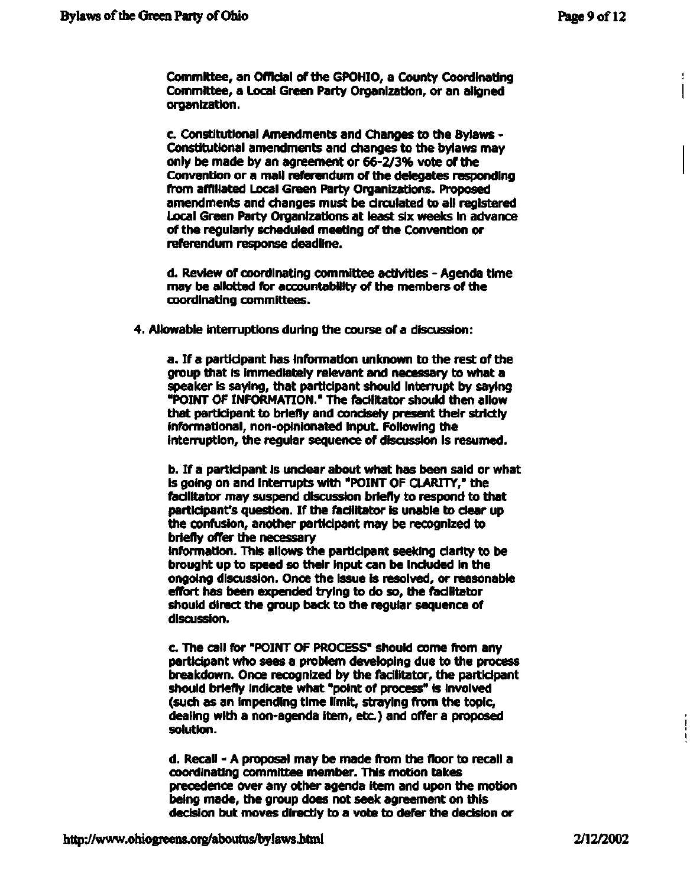Committee, an Official of the GPOHIO, a County Coordinating Committee, a Local Green Party Organization, or an aligned organization.

c. Constitutional Amendments and Changes to the Bylaws - Constitutional amendments and changes to the bylaws may only be made by an agreement or 66-2/3% vote of the Convention or a mail referendum of the delegates responding from affiliated Local Green Party Organizations. Proposed amendments and changes must be circulated to all registered Local Green Party Organizations at least six weeks in advance of the regularly scheduled meeting of the Convention or referendum response deadline.

d. Review of coordinating committee activities - Agenda time may be allotted for accountability of the members of the coordinating committees.

4. Allowable interruptions during the course of a discussion:

a. If a participant has information unknown to the rest of the group that is immediately relevant and necessary to what a speaker is saying, that participant should interrupt by saying "POINT OF INFORMATION." The facilitator should then allow that participant to briefly and concisely present their strictly informational, non-opinionated input. Following the interruption, the regular sequence of discussion is resumed.

b. If a participant is unclear about what has been said or what is going on and interrupts with "POINT OF CLARITY," the facilitator may suspend discussion briefly to respond to that participant's question. If the facilitator is unable to clear up the confusion, another participant may be recognized to briefly offer the necessary information. This allows the participant seeking clarity to be brought up to speed so their input can be included in the ongoing discussion. Once the issue is resolved, or reasonable effort has been expended trying to do so, the facilitator should direct the group back to the regular sequence of discussion.

c. The call for "POINT OF PROCESS" should come from any participant who sees a problem developing due to the process breakdown. Once recognized by the facilitator, the participant should briefly indicate what "point of process" is involved (such as an impending time limit, straying from the topic, dealing with a non-agenda item, etc.) and offer a proposed solution.

d. Recall - A proposal may be made from the floor to recall a coordinating committee member. This motion takes precedence over any other agenda item and upon the motion being made, the group does not seek agreement on this decision but moves directly to a vote to defer the decision or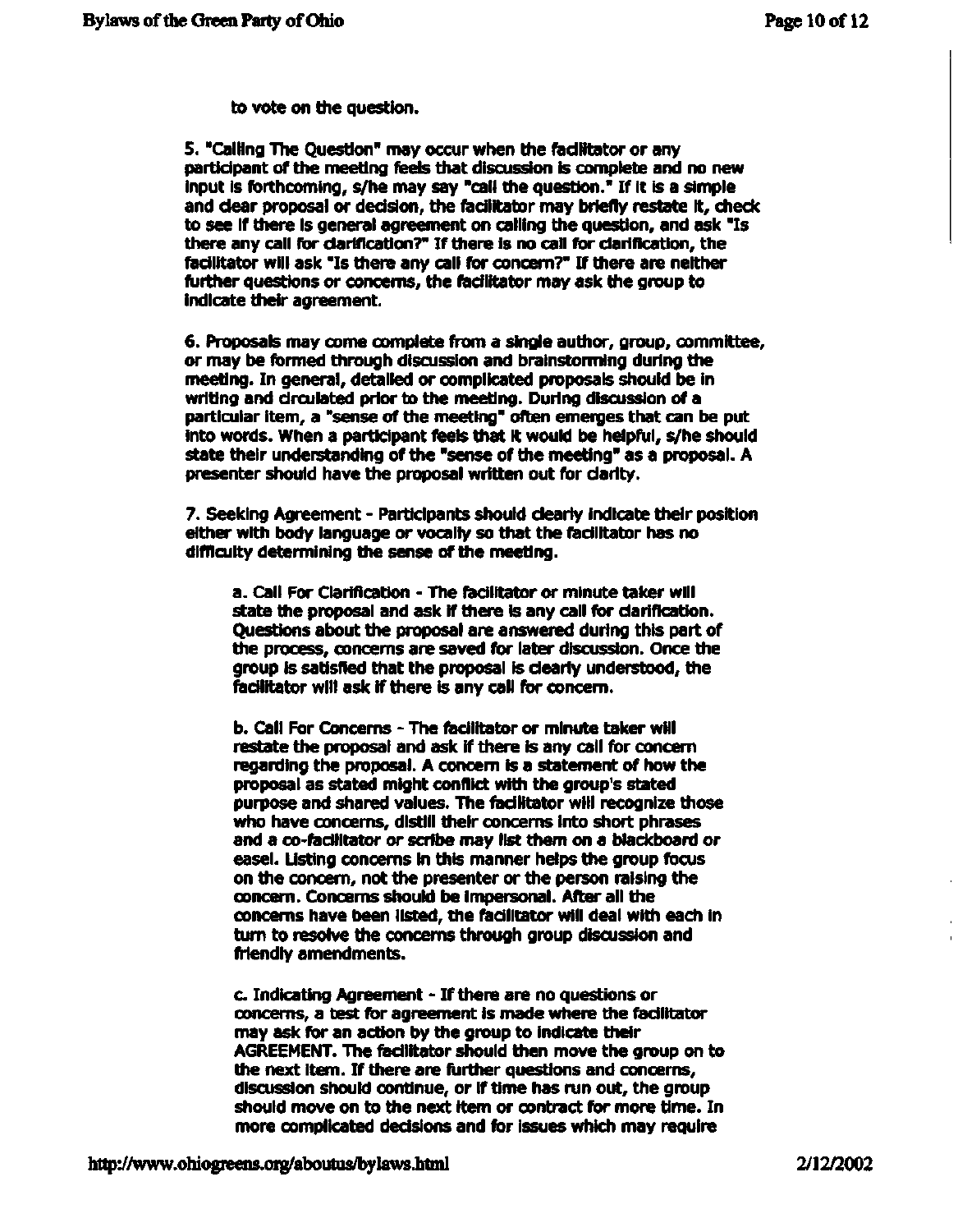to vote on the question.

5. "Calling The Question" may occur when the facilitator or any participant of the meeting feels that discussion is complete and no new input is forthcoming, s/he may say "call the question." If it is a simple and clear proposal or decision, the facilitator may briefly restate it, check to see if there is general agreement on calling the question, and ask "Is there any call for clarification?" If there is no call for clarification, the facilitator will ask "Is there any call for concern?" If there are neither further questions or concerns, the facilitator may ask the group to indicate their agreement.

6. Proposals may come complete from a single author, group, committee, or may be formed through discussion and brainstorming during the meeting. In general, detailed or complicated proposals should be in writing and circulated prior to the meeting. During discussion of a particular item, a "sense of the meeting" often emerges that can be put into words. When a participant feels that it would be helpful, s/he should state their understanding of the "sense of the meeting" as a proposal. A presenter should have the proposal written out for clarity.

7. Seeking Agreement - Participants should clearly indicate their position either with body language or vocally so that the facilitator has no difficulty determining the sense of the meeting.

> a. Call For Clarification - The facilitator or minute taker will state the proposal and ask if there is any call for clarification. Questions about the proposal are answered during this part of the process, concerns are saved for later discussion. Once the group is satisfied that the proposal is clearly understood, the facilitator will ask if there is any call for concern.
>
> b. Call For Concerns - The facilitator or minute taker will restate the proposal and ask if there is any call for concern regarding the proposal. A concern is a statement of how the proposal as stated might conflict with the group's stated purpose and shared values. The facilitator will recognize those who have concerns, distill their concerns into short phrases and a co-facilitator or scribe may list them on a blackboard or easel. Listing concerns in this manner helps the group focus on the concern, not the presenter or the person raising the concern. Concerns should be impersonal. After all the concerns have been listed, the facilitator will deal with each in turn to resolve the concerns through group discussion and friendly amendments.
>
> c. Indicating Agreement - If there are no questions or concerns, a test for agreement is made where the facilitator may ask for an action by the group to indicate their AGREEMENT. The facilitator should then move the group on to the next item. If there are further questions and concerns, discussion should continue, or if time has run out, the group should move on to the next item or contract for more time. In more complicated decisions and for issues which may require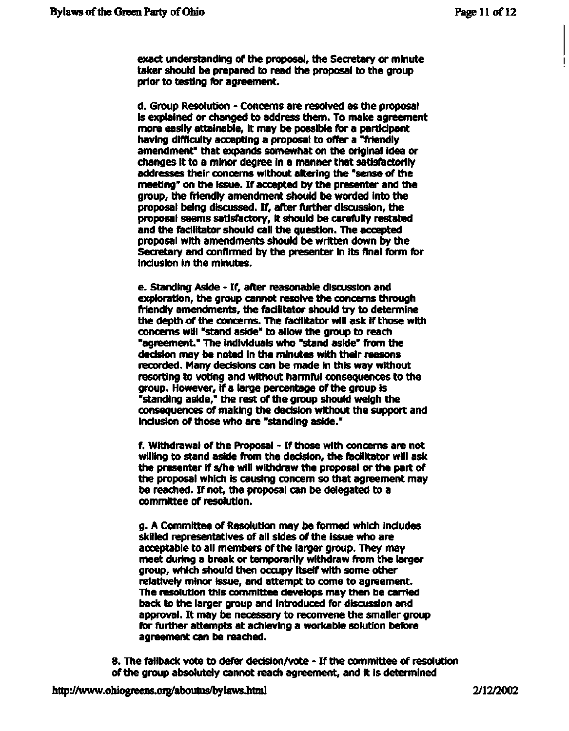exact understanding of the proposal, the Secretary or minute taker should be prepared to read the proposal to the group prior to testing for agreement.

d. Group Resolution - Concerns are resolved as the proposal is explained or changed to address them. To make agreement more easily attainable, it may be possible for a participant having difficulty accepting a proposal to offer a "friendly amendment" that expands somewhat on the original idea or changes it to a minor degree in a manner that satisfactorily addresses their concerns without altering the "sense of the meeting" on the issue. If accepted by the presenter and the group, the friendly amendment should be worded into the proposal being discussed. If, after further discussion, the proposal seems satisfactory, it should be carefully restated and the facilitator should call the question. The accepted proposal with amendments should be written down by the Secretary and confirmed by the presenter in its final form for inclusion in the minutes.

e. Standing Aside - If, after reasonable discussion and exploration, the group cannot resolve the concerns through friendly amendments, the facilitator should try to determine the depth of the concerns. The facilitator will ask if those with concerns will "stand aside" to allow the group to reach "agreement." The individuals who "stand aside" from the decision may be noted in the minutes with their reasons recorded. Many decisions can be made in this way without resorting to voting and without harmful consequences to the group. However, if a large percentage of the group is "standing aside," the rest of the group should weigh the consequences of making the decision without the support and inclusion of those who are "standing aside."

f. Withdrawal of the Proposal - If those with concerns are not willing to stand aside from the decision, the facilitator will ask the presenter if s/he will withdraw the proposal or the part of the proposal which is causing concern so that agreement may be reached. If not, the proposal can be delegated to a committee of resolution.

g. A Committee of Resolution may be formed which includes skilled representatives of all sides of the issue who are acceptable to all members of the larger group. They may meet during a break or temporarily withdraw from the larger group, which should then occupy itself with some other relatively minor issue, and attempt to come to agreement. The resolution this committee develops may then be carried back to the larger group and introduced for discussion and approval. It may be necessary to reconvene the smaller group for further attempts at achieving a workable solution before agreement can be reached.

8. The fallback vote to defer decision/vote - If the committee of resolution of the group absolutely cannot reach agreement, and it is determined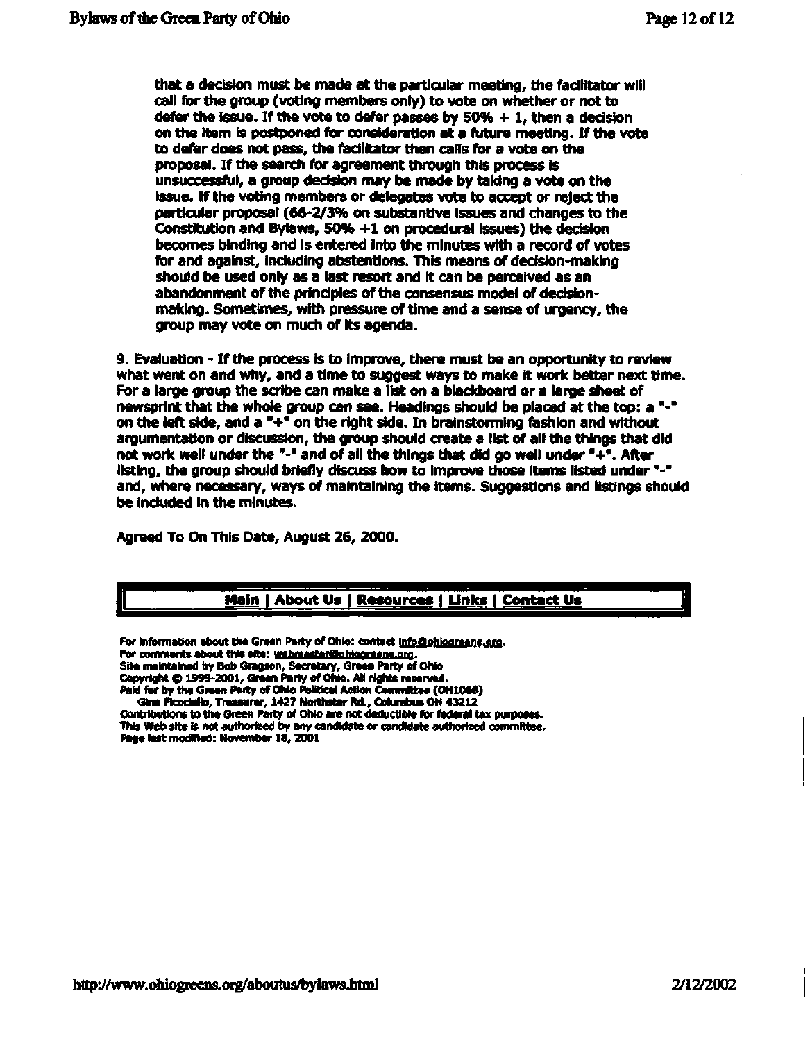that a decision must be made at the particular meeting, the facilitator will call for the group (voting members only) to vote on whether or not to defer the issue. If the vote to defer passes by 50% + 1, then a decision on the item is postponed for consideration at a future meeting. If the vote to defer does not pass, the facilitator then calls for a vote on the proposal. If the search for agreement through this process is unsuccessful, a group decision may be made by taking a vote on the issue. If the voting members or delegates vote to accept or reject the particular proposal (66-2/3% on substantive issues and changes to the Constitution and Bylaws, 50% +1 on procedural issues) the decision becomes binding and is entered into the minutes with a record of votes for and against, including abstentions. This means of decision-making should be used only as a last resort and it can be perceived as an abandonment of the principles of the consensus model of decision-making. Sometimes, with pressure of time and a sense of urgency, the group may vote on much of its agenda.

9. Evaluation - If the process is to improve, there must be an opportunity to review what went on and why, and a time to suggest ways to make it work better next time. For a large group the scribe can make a list on a blackboard or a large sheet of newsprint that the whole group can see. Headings should be placed at the top: a "-" on the left side, and a "+" on the right side. In brainstorming fashion and without argumentation or discussion, the group should create a list of all the things that did not work well under the "-" and of all the things that did go well under "+". After listing, the group should briefly discuss how to improve those items listed under "-" and, where necessary, ways of maintaining the items. Suggestions and listings should be included in the minutes.

Agreed To On This Date, August 26, 2000.

Main | About Us | Resources | Links | Contact Us

For information about the Green Party of Ohio: contact info@ohiogreens.org.
For comments about this site: webmaster@ohiogreens.org.
Site maintained by Bob Gragson, Secretary, Green Party of Ohio
Copyright © 1999-2001, Green Party of Ohio. All rights reserved.
Paid for by the Green Party of Ohio Political Action Committee (OH1066)
Gina Ficociello, Treasurer, 1427 Northstar Rd., Columbus OH 43212
Contributions to the Green Party of Ohio are not deductible for federal tax purposes.
This Web site is not authorized by any candidate or candidate authorized committee.
Page last modified: November 18, 2001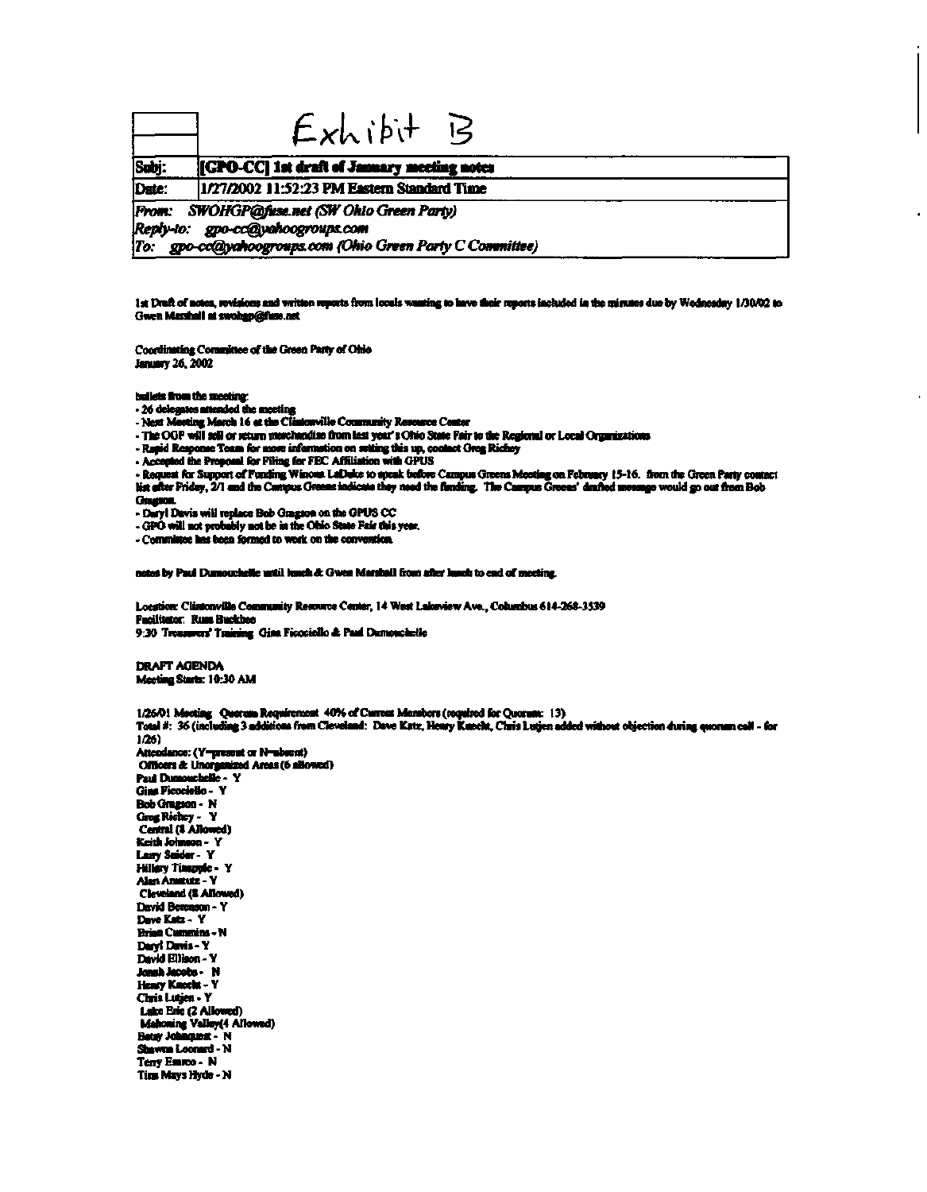Exhibit B

| Subj: | [GPO-CC] 1st draft of January meeting notes |
|---|---|
| Date: | 1/27/2002 11:52:23 PM Eastern Standard Time |

*From: SWOHGP@fuse.net (SW Ohio Green Party)*
*Reply-to: gpo-cc@yahoogroups.com*
*To: gpo-cc@yahoogroups.com (Ohio Green Party C Committee)*

1st Draft of notes, revisions and written reports from locals wanting to have their reports included in the minutes due by Wednesday 1/30/02 to Gwen Marshall at swohgp@fuse.net

Coordinating Committee of the Green Party of Ohio
January 26, 2002

bullets from the meeting:

- 26 delegates attended the meeting
- Next Meeting March 16 at the Clintonville Community Resource Center
- The OGP will sell or return merchandise from last year's Ohio State Fair to the Regional or Local Organizations
- Rapid Response Team for more information on setting this up, contact Greg Richey
- Accepted the Proposal for Filing for FEC Affiliation with GPUS
- Request for Support of Funding Winona LaDuke to speak before Campus Greens Meeting on February 15-16. from the Green Party contact list after Friday, 2/1 and the Campus Greens indicate they need the funding. The Campus Greens' drafted message would go out from Bob Gragson.
- Daryl Davis will replace Bob Gragson on the GPUS CC
- GPO will not probably not be in the Ohio State Fair this year.
- Committee has been formed to work on the convention.

notes by Paul Dumouchelle until lunch & Gwen Marshall from after lunch to end of meeting.

Location: Clintonville Community Resource Center, 14 West Lakeview Ave., Columbus 614-268-3539
Facilitator: Russ Buckbee
9:30 Treasurers' Training Gina Ficociello & Paul Dumouchelle

DRAFT AGENDA
Meeting Starts: 10:30 AM

1/26/01 Meeting Quorum Requirement 40% of Current Members (required for Quorum: 13)
Total #: 36 (including 3 additions from Cleveland: Dave Katz, Henry Knecht, Chris Lutjen added without objection during quorum call - for 1/26)
Attendance: (Y=present or N=absent)
Officers & Unorganized Areas (6 allowed)
Paul Dumouchelle - Y
Gina Ficociello - Y
Bob Gragson - N
Greg Richey - Y
Central (8 Allowed)
Keith Johnson - Y
Larry Snider - Y
Hillary Timpple - Y
Alan Amstutz - Y
Cleveland (8 Allowed)
David Berenson - Y
Dave Katz - Y
Brian Cummins - N
Daryl Davis - Y
David Ellison - Y
Jonah Jacobs - N
Henry Knecht - Y
Chris Lutjen - Y
Lake Erie (2 Allowed)
Mahoning Valley(4 Allowed)
Betsy Johnquest - N
Shawna Leonard - N
Terry Esmco - N
Tina Mays Hyde - N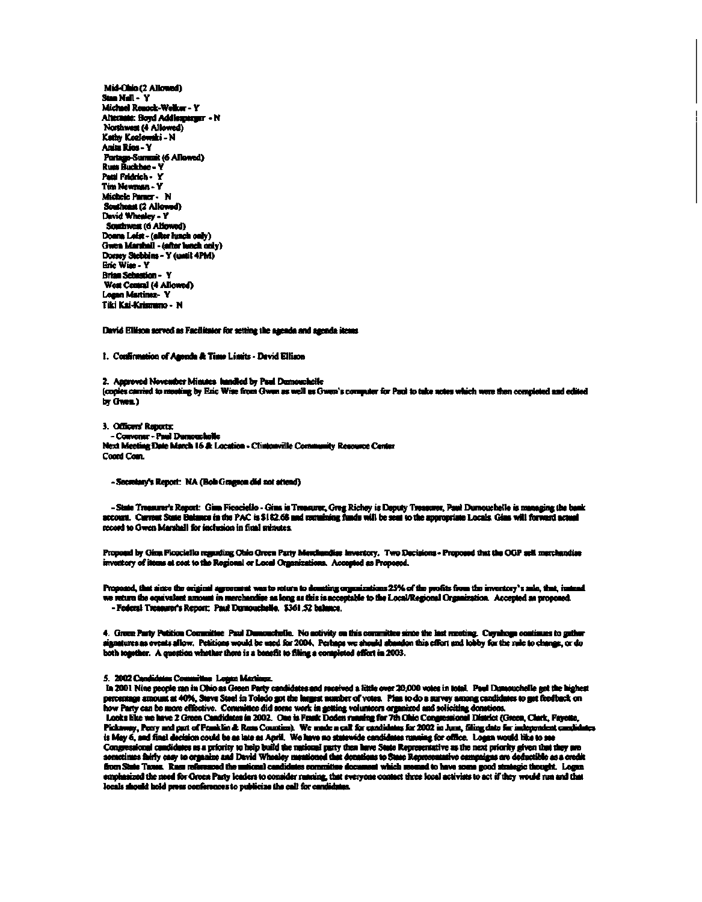Mid-Ohio (2 Allowed)
Stan Null - Y
Michael Renock-Welker - Y
Alternate: Boyd Addlesperger - N
Northwest (4 Allowed)
Kathy Kozlowski - N
Anita Rios - Y
Portage-Summit (6 Allowed)
Russ Buckbee - Y
Paul Fridrich - Y
Tim Newman - Y
Michele Parner - N
Southeast (2 Allowed)
David Whealey - Y
Southwest (6 Allowed)
Donna Leist - (after lunch only)
Gwen Marshall - (after lunch only)
Dorsey Stebbins - Y (until 4PM)
Eric Wise - Y
Brian Sebastian - Y
West Central (4 Allowed)
Logan Martinez - Y
Tiki Kai-Kristunno - N

David Ellison served as Facilitator for setting the agenda and agenda items

1. Confirmation of Agenda & Time Limits - David Ellison

2. Approved November Minutes handled by Paul Dumouchelle
(copies carried to meeting by Eric Wise from Gwen as well as Gwen's computer for Paul to take notes which were then completed and edited by Gwen.)

3. Officers' Reports:
- Convener - Paul Dumouchelle
Next Meeting Date March 16 & Location - Clintonville Community Resource Center
Coord Com.

- Secretary's Report: NA (Bob Gragson did not attend)

- State Treasurer's Report: Gina Ficociello - Gina is Treasurer, Greg Richey is Deputy Treasurer, Paul Dumouchelle is managing the bank account. Current State Balance in the PAC is $182.68 and remaining funds will be sent to the appropriate Locals. Gina will forward actual record to Gwen Marshall for inclusion in final minutes.

Proposed by Gina Ficociello regarding Ohio Green Party Merchandise Inventory. Two Decisions - Proposed that the OGP sell merchandise inventory of items at cost to the Regional or Local Organizations. Accepted as Proposed.

Proposed, that since the original agreement was to return to donating organizations 25% of the profits from the inventory's sale, that, instead we return the equivalent amount in merchandise as long as this is acceptable to the Local/Regional Organization. Accepted as proposed.
- Federal Treasurer's Report: Paul Dumouchelle. $361.52 balance.

4. Green Party Petition Committee Paul Dumouchelle. No activity on this committee since the last meeting. Cuyahoga continues to gather signatures as events allow. Petitions would be used for 2004. Perhaps we should abandon this effort and lobby for the rule to change, or do both together. A question whether there is a benefit to filing a completed effort in 2003.

5. 2002 Candidates Committee Logan Martinez.
In 2001 Nine people ran in Ohio as Green Party candidates and received a little over 20,000 votes in total. Paul Dumouchelle got the highest percentage amount at 40%, Steve Steel in Toledo got the largest number of votes. Plan to do a survey among candidates to get feedback on how Party can be more effective. Committee did some work in getting volunteers organized and soliciting donations.
Looks like we have 2 Green Candidates in 2002. One is Frank Doden running for 7th Ohio Congressional District (Green, Clark, Fayette, Pickaway, Perry and part of Franklin & Ross Counties). We made a call for candidates for 2002 in June, filing date for independent candidates is May 6, and final decision could be as late as April. We have no statewide candidates running for office. Logan would like to see Congressional candidates as a priority to help build the national party then have State Representative as the next priority given that they are sometimes fairly easy to organize and David Whealey mentioned that donations to State Representative campaigns are deductible as a credit from State Taxes. Russ referenced the national candidates committee document which seemed to have some good strategic thought. Logan emphasized the need for Green Party leaders to consider running, that everyone contact three local activists to act if they would run and that locals should hold press conferences to publicize the call for candidates.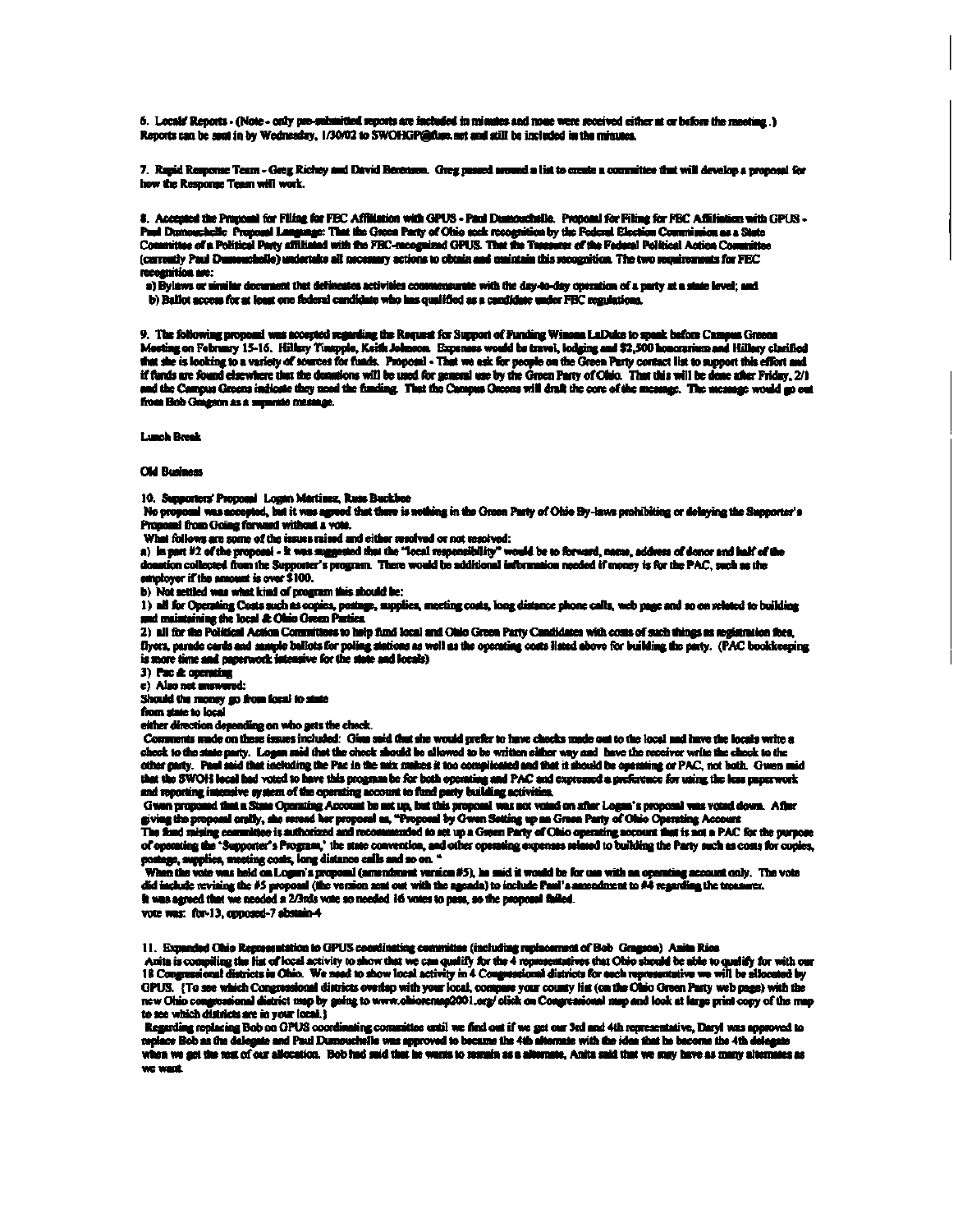6. Locals' Reports - (Note - only pre-submitted reports are included in minutes and none were received either at or before the meeting.) Reports can be sent in by Wednesday, 1/30/02 to SWOHGP@fuse.net and still be included in the minutes.

7. Rapid Response Team - Greg Richey and David Berenson. Greg passed around a list to create a committee that will develop a proposal for how the Response Team will work.

8. Accepted the Proposal for Filing for FEC Affiliation with GPUS - Paul Dumouchelle. Proposal for Filing for FEC Affiliation with GPUS - Paul Dumouchelle Proposal Language: That the Green Party of Ohio seek recognition by the Federal Election Commission as a State Committee of a Political Party affiliated with the FEC-recognized GPUS. That the Treasurer of the Federal Political Action Committee (currently Paul Dumouchelle) undertake all necessary actions to obtain and maintain this recognition. The two requirements for FEC recognition are:

a) Bylaws or similar document that delineates activities commensurate with the day-to-day operation of a party at a state level; and
b) Ballot access for at least one federal candidate who has qualified as a candidate under FEC regulations.

9. The following proposal was accepted regarding the Request for Support of Funding Winona LaDuke to speak before Campus Greens Meeting on February 15-16. Hillary Tinapple, Keith Johnson. Expenses would be travel, lodging and $2,500 honorarium and Hillary clarified that she is looking to a variety of sources for funds. Proposal - That we ask for people on the Green Party contact list to support this effort and if funds are found elsewhere that the donations will be used for general use by the Green Party of Ohio. That this will be done after Friday, 2/1 and the Campus Greens indicate they need the funding. That the Campus Greens will draft the core of the message. The message would go out from Bob Gregson as a separate message.

Lunch Break

Old Business

10. Supporters' Proposal Logan Martinez, Russ Buckbee

No proposal was accepted, but it was agreed that there is nothing in the Green Party of Ohio By-laws prohibiting or delaying the Supporter's Proposal from Going forward without a vote.

What follows are some of the issues raised and either resolved or not resolved:

a) In part #2 of the proposal - It was suggested that the "local responsibility" would be to forward, name, address of donor and half of the donation collected from the Supporter's program. There would be additional information needed if money is for the PAC, such as the employer if the amount is over $100.

b) Not settled was what kind of program this should be:

1) all for Operating Costs such as copies, postage, supplies, meeting costs, long distance phone calls, web page and so on related to building and maintaining the local & Ohio Green Parties

2) all for the Political Action Committees to help fund local and Ohio Green Party Candidates with costs of such things as registration fees, flyers, parade cards and sample ballots for polling stations as well as the operating costs listed above for building the party. (PAC bookkeeping is more time and paperwork intensive for the state and locals)

3) Pac & operating

c) Also not answered:

Should the money go from local to state
from state to local
either direction depending on who gets the check.

Comments made on these issues included: Glen said that she would prefer to have checks made out to the local and have the locals write a check to the state party. Logan said that the check should be allowed to be written either way and have the receiver write the check to the other party. Paul said that including the Pac in the mix makes it too complicated and that it should be operating or PAC, not both. Gwen said that the SWOH local had voted to have this program be for both operating and PAC and expressed a preference for using the less paperwork and reporting intensive system of the operating account to fund party building activities.

Gwen proposed that a State Operating Account be set up, but this proposal was not voted on after Logan's proposal was voted down. After giving the proposal orally, she sent her proposal as, "Proposal by Gwen Setting up an Green Party of Ohio Operating Account
The fund raising committee is authorized and recommended to set up a Green Party of Ohio operating account that is not a PAC for the purpose of operating the 'Supporter's Program,' the state convention, and other operating expenses related to building the Party such as costs for copies, postage, supplies, meeting costs, long distance calls and so on. "

When the vote was held on Logan's proposal (amendment version #5), he said it would be for use with an operating account only. The vote did include revising the #5 proposal (the version sent out with the agenda) to include Paul's amendment to #4 regarding the treasurer.
It was agreed that we needed a 2/3rds vote so needed 16 votes to pass, so the proposal failed.
vote was: for-13, opposed-7 abstain-4

11. Expanded Ohio Representation to GPUS coordinating committee (including replacement of Bob Gregson) Anita Rios

Anita is compiling the list of local activity to show that we can qualify for the 4 representatives that Ohio should be able to qualify for with our 18 Congressional districts in Ohio. We need to show local activity in 4 Congressional districts for each representative we will be allocated by GPUS. (To see which Congressional districts overlap with your local, compare your county list (on the Ohio Green Party web page) with the new Ohio congressional district map by going to www.ohioremap2001.org/ click on Congressional map and look at large print copy of the map to see which districts are in your local.)

Regarding replacing Bob on GPUS coordinating committee until we find out if we get our 3rd and 4th representative, Daryl was approved to replace Bob as the delegate and Paul Dumouchelle was approved to become the 4th alternate with the idea that he become the 4th delegate when we get the rest of our allocation. Bob had said that he wants to remain as a alternate, Anita said that we may have as many alternates as we want.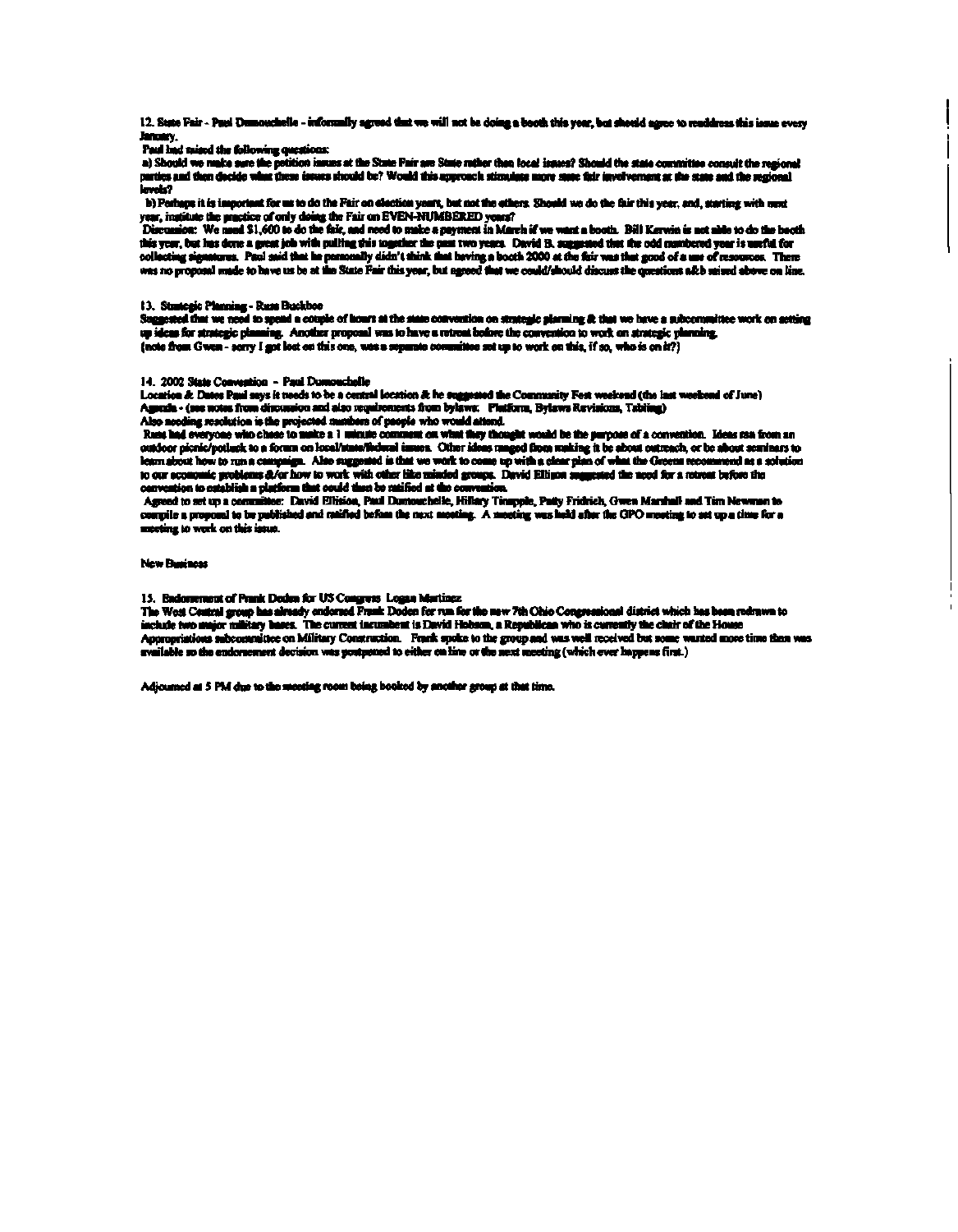12. State Fair - Paul Dumouchelle - informally agreed that we will not be doing a booth this year, but should agree to readdress this issue every January.

Paul had raised the following questions:

a) Should we make sure the petition issues at the State Fair are State rather than local issues? Should the state committee consult the regional parties and then decide what these issues should be? Would this approach stimulate more state fair involvement at the state and the regional levels?

b) Perhaps it is important for us to do the Fair on election years, but not the others. Should we do the fair this year, and, starting with next year, institute the practice of only doing the Fair on EVEN-NUMBERED years?

Discussion: We need $1,600 to do the fair, and need to make a payment in March if we want a booth. Bill Kerwin is not able to do the booth this year, but has done a great job with pulling this together the past two years. David B. suggested that the odd numbered year is useful for collecting signatures. Paul said that he personally didn't think that having a booth 2000 at the fair was that good of a use of resources. There was no proposal made to have us be at the State Fair this year, but agreed that we could/should discuss the questions a&b raised above on line.

13. Strategic Planning - Russ Buckbee

Suggested that we need to spend a couple of hours at the state convention on strategic planning & that we have a subcommittee work on setting up ideas for strategic planning. Another proposal was to have a retreat before the convention to work on strategic planning.
(note from Gwen - sorry I got lost on this one, was a separate committee set up to work on this, if so, who is on it?)

14. 2002 State Convention - Paul Dumouchelle

Location & Dates Paul says it needs to be a central location & he suggested the Community Fest weekend (the last weekend of June)
Agenda - (see notes from discussion and also requirements from bylaws: Platform, Bylaws Revisions, Tabling)
Also needing resolution is the projected numbers of people who would attend.

Russ had everyone who chose to make a 1 minute comment on what they thought would be the purpose of a convention. Ideas ran from an outdoor picnic/potluck to a forum on local/state/federal issues. Other ideas ranged from making it be about outreach, or be about seminars to learn about how to run a campaign. Also suggested is that we work to come up with a clear plan of what the Greens recommend as a solution to our economic problems &/or how to work with other like minded groups. David Ellison suggested the need for a retreat before the convention to establish a platform that could then be ratified at the convention.

Agreed to set up a committee: David Ellison, Paul Dumouchelle, Hillary Tinapple, Patty Fridrich, Gwen Marshall and Tim Newman to compile a proposal to be published and ratified before the next meeting. A meeting was held after the GPO meeting to set up a time for a meeting to work on this issue.

New Business

15. Endorsement of Frank Doden for US Congress Logan Martinez

The West Central group has already endorsed Frank Doden for run for the new 7th Ohio Congressional district which has been redrawn to include two major military bases. The current incumbent is David Hobson, a Republican who is currently the chair of the House Appropriations subcommittee on Military Construction. Frank spoke to the group and was well received but some wanted more time than was available so the endorsement decision was postponed to either on line or the next meeting (which ever happens first.)

Adjourned at 5 PM due to the meeting room being booked by another group at that time.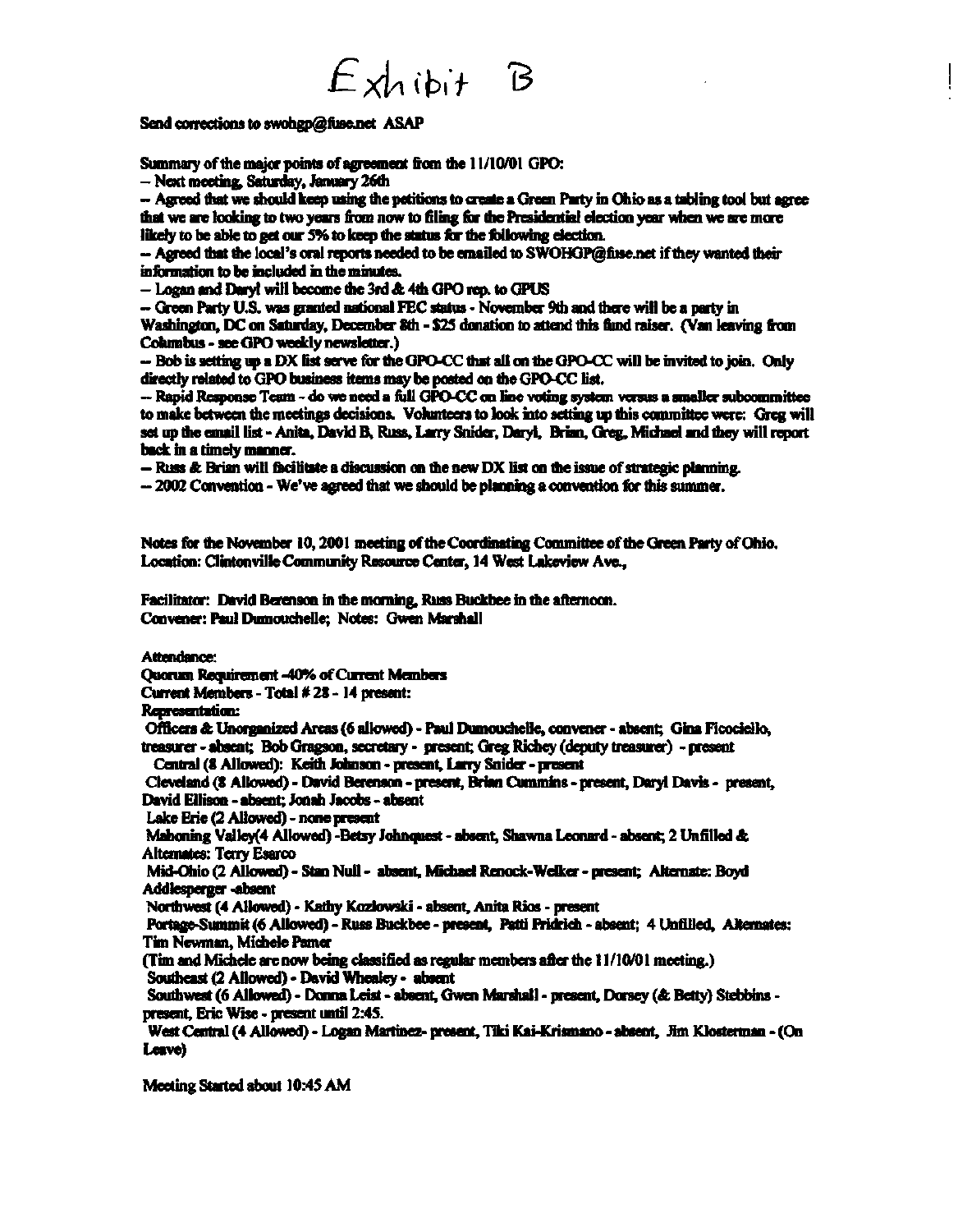# Exhibit B

Send corrections to swohgp@fuse.net ASAP

Summary of the major points of agreement from the 11/10/01 GPO:

-- Next meeting, Saturday, January 26th

-- Agreed that we should keep using the petitions to create a Green Party in Ohio as a tabling tool but agree that we are looking to two years from now to filing for the Presidential election year when we are more likely to be able to get our 5% to keep the status for the following election.

-- Agreed that the local's oral reports needed to be emailed to SWOHGP@fuse.net if they wanted their information to be included in the minutes.

-- Logan and Daryl will become the 3rd & 4th GPO rep. to GPUS

-- Green Party U.S. was granted national FEC status - November 9th and there will be a party in Washington, DC on Saturday, December 8th - $25 donation to attend this fund raiser. (Van leaving from Columbus - see GPO weekly newsletter.)

-- Bob is setting up a DX list serve for the GPO-CC that all on the GPO-CC will be invited to join. Only directly related to GPO business items may be posted on the GPO-CC list.

-- Rapid Response Team - do we need a full GPO-CC on line voting system versus a smaller subcommittee to make between the meetings decisions. Volunteers to look into setting up this committee were: Greg will set up the email list - Anita, David B, Russ, Larry Snider, Daryl, Brian, Greg, Michael and they will report back in a timely manner.

-- Russ & Brian will facilitate a discussion on the new DX list on the issue of strategic planning.

-- 2002 Convention - We've agreed that we should be planning a convention for this summer.

Notes for the November 10, 2001 meeting of the Coordinating Committee of the Green Party of Ohio.
Location: Clintonville Community Resource Center, 14 West Lakeview Ave.,

Facilitator: David Berenson in the morning, Russ Buckbee in the afternoon.
Convener: Paul Dumouchelle; Notes: Gwen Marshall

Attendance:
Quorum Requirement -40% of Current Members
Current Members - Total # 28 - 14 present:
Representation:

Officers & Unorganized Areas (6 allowed) - Paul Dumouchelle, convener - absent; Gina Ficociello, treasurer - absent; Bob Gragson, secretary - present; Greg Richey (deputy treasurer) - present

Central (8 Allowed): Keith Johnson - present, Larry Snider - present

Cleveland (8 Allowed) - David Berenson - present, Brian Cummins - present, Daryl Davis - present, David Ellison - absent; Jonah Jacobs - absent

Lake Erie (2 Allowed) - none present

Mahoning Valley(4 Allowed) -Betsy Johnquest - absent, Shawna Leonard - absent; 2 Unfilled & Alternates: Terry Esarco

Mid-Ohio (2 Allowed) - Stan Null - absent, Michael Renock-Welker - present; Alternate: Boyd Addlesperger -absent

Northwest (4 Allowed) - Kathy Kozlowski - absent, Anita Rios - present

Portage-Summit (6 Allowed) - Russ Buckbee - present, Patti Fridrich - absent; 4 Unfilled, Alternates: Tim Newman, Michele Pamer

(Tim and Michele are now being classified as regular members after the 11/10/01 meeting.)

Southeast (2 Allowed) - David Whealey - absent

Southwest (6 Allowed) - Donna Leist - absent, Gwen Marshall - present, Dorsey (& Betty) Stebbins - present, Eric Wise - present until 2:45.

West Central (4 Allowed) - Logan Martinez- present, Tiki Kai-Krismano - absent, Jim Klosterman - (On Leave)

Meeting Started about 10:45 AM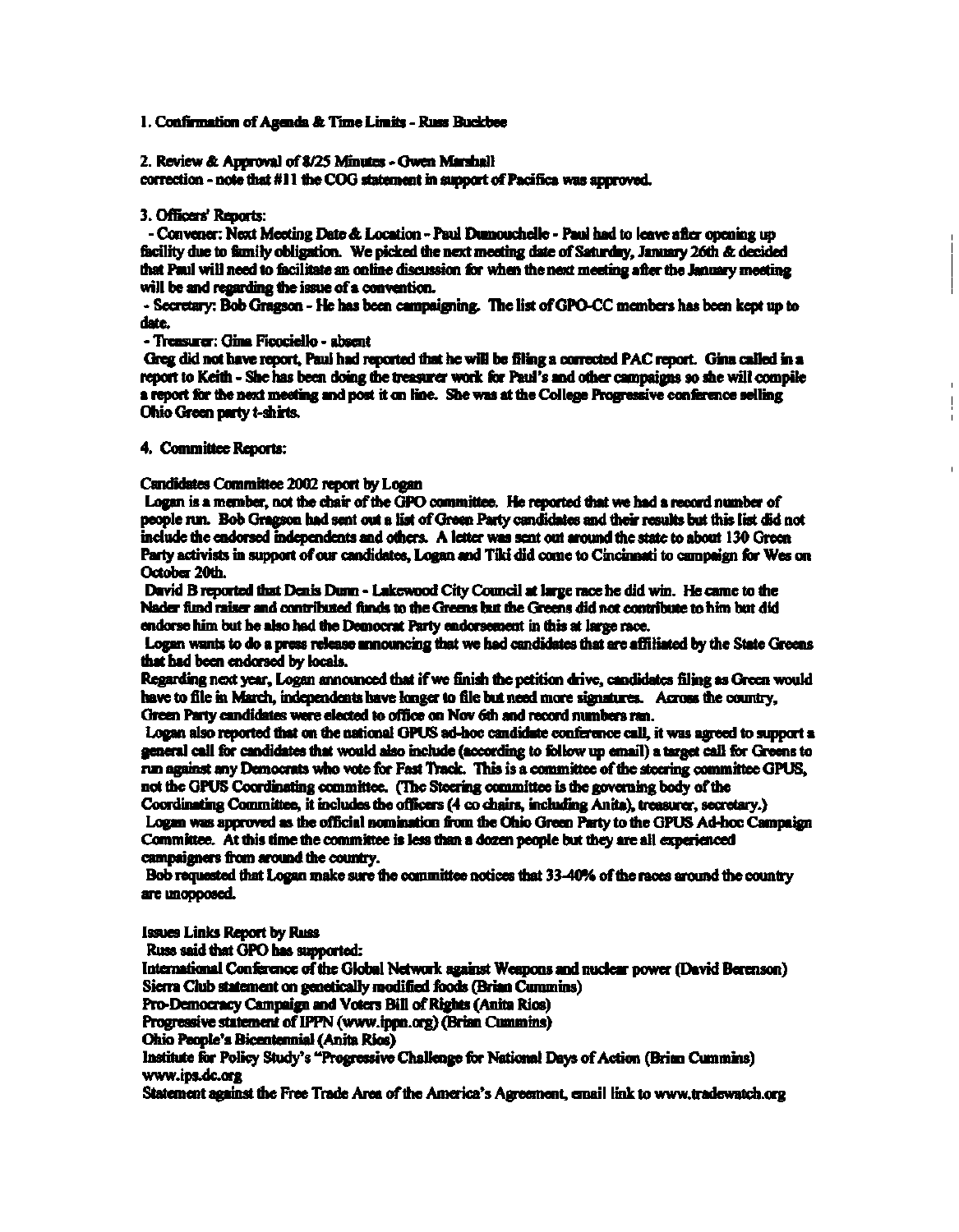1. Confirmation of Agenda & Time Limits - Russ Buckbee

2. Review & Approval of 8/25 Minutes - Gwen Marshall
correction - note that #11 the COG statement in support of Pacifica was approved.

3. Officers' Reports:

- Convener: Next Meeting Date & Location - Paul Dumouchelle - Paul had to leave after opening up facility due to family obligation. We picked the next meeting date of Saturday, January 26th & decided that Paul will need to facilitate an online discussion for when the next meeting after the January meeting will be and regarding the issue of a convention.
- Secretary: Bob Gragson - He has been campaigning. The list of GPO-CC members has been kept up to date.
- Treasurer: Gina Ficociello - absent

Greg did not have report, Paul had reported that he will be filing a corrected PAC report. Gina called in a report to Keith - She has been doing the treasurer work for Paul's and other campaigns so she will compile a report for the next meeting and post it on line. She was at the College Progressive conference selling Ohio Green party t-shirts.

4. Committee Reports:

Candidates Committee 2002 report by Logan

Logan is a member, not the chair of the GPO committee. He reported that we had a record number of people run. Bob Gragson had sent out a list of Green Party candidates and their results but this list did not include the endorsed independents and others. A letter was sent out around the state to about 130 Green Party activists in support of our candidates, Logan and Tiki did come to Cincinnati to campaign for Wes on October 20th.

David B reported that Denis Dunn - Lakewood City Council at large race he did win. He came to the Nader fund raiser and contributed funds to the Greens but the Greens did not contribute to him but did endorse him but he also had the Democrat Party endorsement in this at large race.

Logan wants to do a press release announcing that we had candidates that are affiliated by the State Greens that had been endorsed by locals.

Regarding next year, Logan announced that if we finish the petition drive, candidates filing as Green would have to file in March, independents have longer to file but need more signatures. Across the country, Green Party candidates were elected to office on Nov 6th and record numbers ran.

Logan also reported that on the national GPUS ad-hoc candidate conference call, it was agreed to support a general call for candidates that would also include (according to follow up email) a target call for Greens to run against any Democrats who vote for Fast Track. This is a committee of the steering committee GPUS, not the GPUS Coordinating committee. (The Steering committee is the governing body of the Coordinating Committee, it includes the officers (4 co chairs, including Anita), treasurer, secretary.)

Logan was approved as the official nomination from the Ohio Green Party to the GPUS Ad-hoc Campaign Committee. At this time the committee is less than a dozen people but they are all experienced campaigners from around the country.

Bob requested that Logan make sure the committee notices that 33-40% of the races around the country are unopposed.

Issues Links Report by Russ

Russ said that GPO has supported:

International Conference of the Global Network against Weapons and nuclear power (David Berenson)
Sierra Club statement on genetically modified foods (Brian Cummins)
Pro-Democracy Campaign and Voters Bill of Rights (Anita Rios)
Progressive statement of IPPN (www.ippn.org) (Brian Cummins)
Ohio People's Bicentennial (Anita Rios)
Institute for Policy Study's "Progressive Challenge for National Days of Action (Brian Cummins) www.ips.dc.org
Statement against the Free Trade Area of the America's Agreement, email link to www.tradewatch.org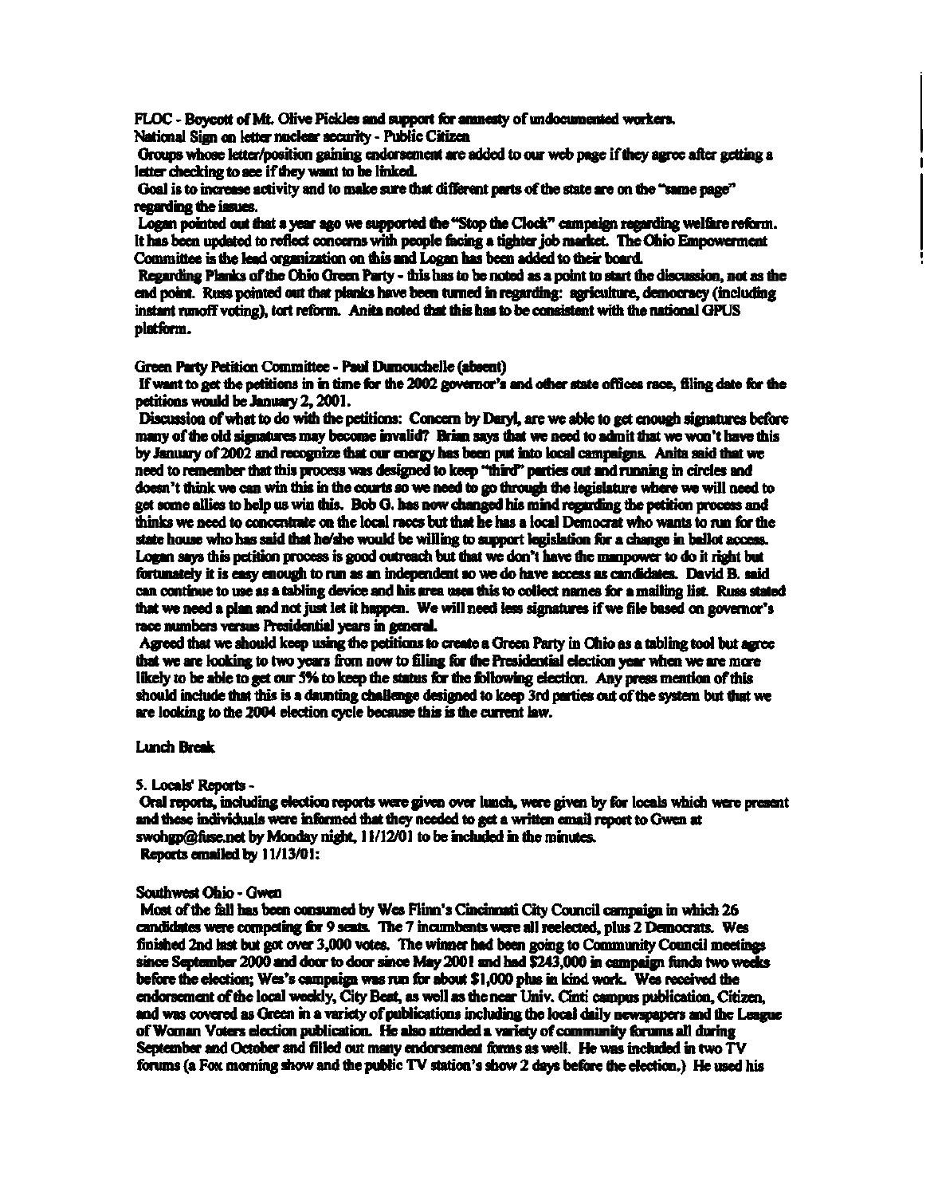FLOC - Boycott of Mt. Olive Pickles and support for amnesty of undocumented workers.
National Sign on letter nuclear security - Public Citizen

Groups whose letter/position gaining endorsement are added to our web page if they agree after getting a letter checking to see if they want to be linked.

Goal is to increase activity and to make sure that different parts of the state are on the "same page" regarding the issues.

Logan pointed out that a year ago we supported the "Stop the Clock" campaign regarding welfare reform. It has been updated to reflect concerns with people facing a tighter job market. The Ohio Empowerment Committee is the lead organization on this and Logan has been added to their board.

Regarding Planks of the Ohio Green Party - this has to be noted as a point to start the discussion, not as the end point. Russ pointed out that planks have been turned in regarding: agriculture, democracy (including instant runoff voting), tort reform. Anita noted that this has to be consistent with the national GPUS platform.

Green Party Petition Committee - Paul Dumouchelle (absent)

If want to get the petitions in in time for the 2002 governor's and other state offices race, filing date for the petitions would be January 2, 2001.

Discussion of what to do with the petitions: Concern by Daryl, are we able to get enough signatures before many of the old signatures may become invalid? Brian says that we need to admit that we won't have this by January of 2002 and recognize that our energy has been put into local campaigns. Anita said that we need to remember that this process was designed to keep "third" parties out and running in circles and doesn't think we can win this in the courts so we need to go through the legislature where we will need to get some allies to help us win this. Bob G. has now changed his mind regarding the petition process and thinks we need to concentrate on the local races but that he has a local Democrat who wants to run for the state house who has said that he/she would be willing to support legislation for a change in ballot access. Logan says this petition process is good outreach but that we don't have the manpower to do it right but fortunately it is easy enough to run as an independent so we do have access as candidates. David B. said can continue to use as a tabling device and his area uses this to collect names for a mailing list. Russ stated that we need a plan and not just let it happen. We will need less signatures if we file based on governor's race numbers versus Presidential years in general.

Agreed that we should keep using the petitions to create a Green Party in Ohio as a tabling tool but agree that we are looking to two years from now to filing for the Presidential election year when we are more likely to be able to get our 5% to keep the status for the following election. Any press mention of this should include that this is a daunting challenge designed to keep 3rd parties out of the system but that we are looking to the 2004 election cycle because this is the current law.

Lunch Break

5. Locals' Reports -

Oral reports, including election reports were given over lunch, were given by for locals which were present and these individuals were informed that they needed to get a written email report to Gwen at swohgp@fuse.net by Monday night, 11/12/01 to be included in the minutes.
Reports emailed by 11/13/01:

Southwest Ohio - Gwen

Most of the fall has been consumed by Wes Flinn's Cincinnati City Council campaign in which 26 candidates were competing for 9 seats. The 7 incumbents were all reelected, plus 2 Democrats. Wes finished 2nd last but got over 3,000 votes. The winner had been going to Community Council meetings since September 2000 and door to door since May 2001 and had $243,000 in campaign funds two weeks before the election; Wes's campaign was run for about $1,000 plus in kind work. Wes received the endorsement of the local weekly, City Beat, as well as the near Univ. Cinti campus publication, Citizen, and was covered as Green in a variety of publications including the local daily newspapers and the League of Woman Voters election publication. He also attended a variety of community forums all during September and October and filled out many endorsement forms as well. He was included in two TV forums (a Fox morning show and the public TV station's show 2 days before the election.) He used his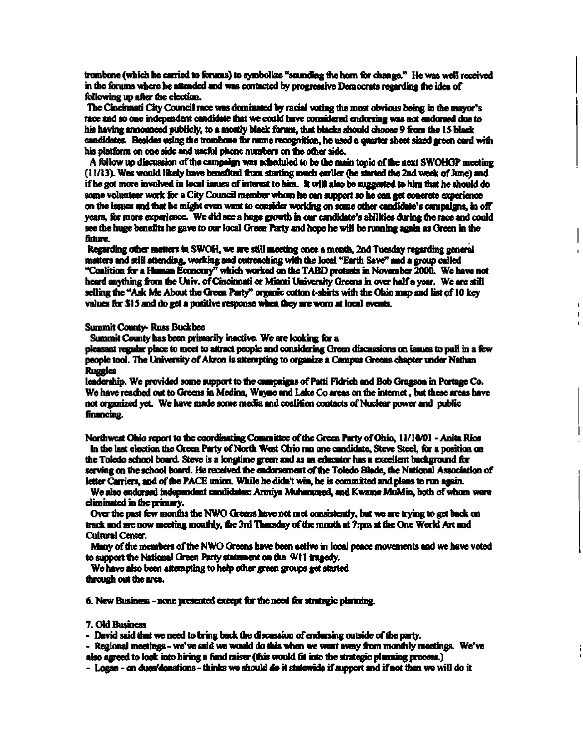trombone (which he carried to forums) to symbolize "sounding the horn for change." He was well received in the forums where he attended and was contacted by progressive Democrats regarding the idea of following up after the election.

The Cincinnati City Council race was dominated by racial voting the most obvious being in the mayor's race and so one independant candidate that we could have considered endorsing was not endorsed due to his having announced publicly, to a mostly black forum, that blacks should choose 9 from the 15 black candidates. Besides using the trombone for name recognition, he used a quarter sheet sized green card with his platform on one side and useful phone numbers on the other side.

A follow up discussion of the campaign was scheduled to be the main topic of the next SWOHGP meeting (11/13). Wes would likely have benefited from starting much earlier (he started the 2nd week of June) and if he got more involved in local issues of interest to him. It will also be suggested to him that he should do some volunteer work for a City Council member whom he can support so he can get concrete experience on the issues and that he might even want to consider working on some other candidate's campaigns, in off years, for more experience. We did see a huge growth in our candidate's abilities during the race and could see the huge benefits he gave to our local Green Party and hope he will be running again as Green in the future.

Regarding other matters in SWOH, we are still meeting once a month, 2nd Tuesday regarding general matters and still attending, working and outreaching with the local "Earth Save" and a group called "Coalition for a Human Economy" which worked on the TABD protests in November 2000. We have not heard anything from the Univ. of Cincinnati or Miami University Greens in over half a year. We are still selling the "Ask Me About the Green Party" organic cotton t-shirts with the Ohio map and list of 10 key values for $15 and do get a positive response when they are worn at local events.

Summit County- Russ Buckbee

Summit County has been primarily inactive. We are looking for a pleasant regular place to meet to attract people and considering Green discussions on issues to pull in a few people tool. The University of Akron is attempting to organize a Campus Greens chapter under Nathan Ruggles leadership. We provided some support to the campaigns of Patti Fidrich and Bob Gragson in Portage Co. We have reached out to Greens in Medina, Wayne and Lake Co areas on the internet , but these areas have not organized yet. We have made some media and coalition contacts of Nuclear power and public financing.

Northwest Ohio report to the coordinating Committee of the Green Party of Ohio, 11/10/01 - Anita Rios

In the last election the Green Party of North West Ohio ran one candidate, Steve Steel, for a position on the Toledo school board. Steve is a longtime green and as an educator has a excellent background for serving on the school board. He received the endorsement of the Toledo Blade, the National Association of letter Carriers, and of the PACE union. While he didn't win, he is committed and plans to run again.

We also endorsed independent candidates: Armiya Muhammed, and Kwame MuMin, both of whom were eliminated in the primary.

Over the past few months the NWO Greens have not met consistently, but we are trying to get back on track and are now meeting monthly, the 3rd Thursday of the month at 7:pm at the One World Art and Cultural Center.

Many of the members of the NWO Greens have been active in local peace movements and we have voted to support the National Green Party statement on the 9/11 tragedy.

We have also been attempting to help other green groups get started through out the area.

6. New Business - none presented except for the need for strategic planning.

7. Old Business

- David said that we need to bring back the discussion of endorsing outside of the party.
- Regional meetings - we've said we would do this when we went away from monthly meetings. We've also agreed to look into hiring a fund raiser (this would fit into the strategic planning process.)
- Logan - on dues/donations - thinks we should do it statewide if support and if not then we will do it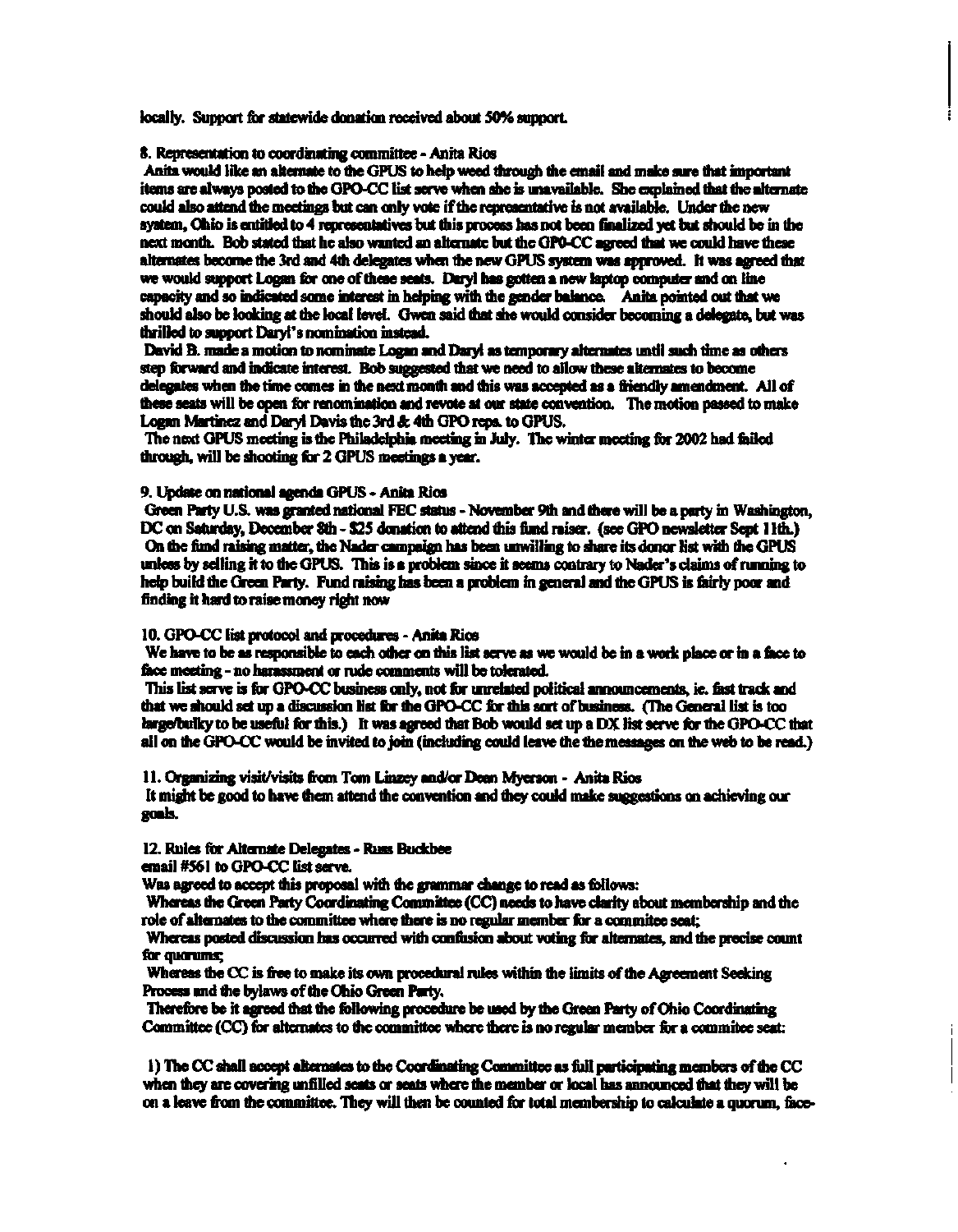locally. Support for statewide donation received about 50% support.

8. Representation to coordinating committee - Anita Rios

Anita would like an alternate to the GPUS to help weed through the email and make sure that important items are always posted to the GPO-CC list serve when she is unavailable. She explained that the alternate could also attend the meetings but can only vote if the representative is not available. Under the new system, Ohio is entitled to 4 representatives but this process has not been finalized yet but should be in the next month. Bob stated that he also wanted an alternate but the GP0-CC agreed that we could have these alternates become the 3rd and 4th delegates when the new GPUS system was approved. It was agreed that we would support Logan for one of these seats. Daryl has gotten a new laptop computer and on line capacity and so indicated some interest in helping with the gender balance. Anita pointed out that we should also be looking at the local level. Gwen said that she would consider becoming a delegate, but was thrilled to support Daryl's nomination instead.

David B. made a motion to nominate Logan and Daryl as temporary alternates until such time as others step forward and indicate interest. Bob suggested that we need to allow these alternates to become delegates when the time comes in the next month and this was accepted as a friendly amendment. All of these seats will be open for renomination and revote at our state convention. The motion passed to make Logan Martinez and Daryl Davis the 3rd & 4th GPO reps. to GPUS.

The next GPUS meeting is the Philadelphia meeting in July. The winter meeting for 2002 had failed through, will be shooting for 2 GPUS meetings a year.

9. Update on national agenda GPUS - Anita Rios

Green Party U.S. was granted national FEC status - November 9th and there will be a party in Washington, DC on Saturday, December 8th - $25 donation to attend this fund raiser. (see GPO newsletter Sept 11th.)

On the fund raising matter, the Nader campaign has been unwilling to share its donor list with the GPUS unless by selling it to the GPUS. This is a problem since it seems contrary to Nader's claims of running to help build the Green Party. Fund raising has been a problem in general and the GPUS is fairly poor and finding it hard to raise money right now

10. GPO-CC list protocol and procedures - Anita Rios

We have to be as responsible to each other on this list serve as we would be in a work place or in a face to face meeting - no harassment or rude comments will be tolerated.

This list serve is for GPO-CC business only, not for unrelated political announcements, ie. fast track and that we should set up a discussion list for the GPO-CC for this sort of business. (The General list is too large/bulky to be useful for this.) It was agreed that Bob would set up a DX list serve for the GPO-CC that all on the GPO-CC would be invited to join (including could leave the the messages on the web to be read.)

11. Organizing visit/visits from Tom Linzey and/or Dean Myerson - Anita Rios

It might be good to have them attend the convention and they could make suggestions on achieving our goals.

12. Rules for Alternate Delegates - Russ Buckbee

email #561 to GPO-CC list serve.

Was agreed to accept this proposal with the grammar change to read as follows:

Whereas the Green Party Coordinating Committee (CC) needs to have clarity about membership and the role of alternates to the committee where there is no regular member for a commitee seat;

Whereas posted discussion has occurred with confusion about voting for alternates, and the precise count for quorums;

Whereas the CC is free to make its own procedural rules within the limits of the Agreement Seeking Process and the bylaws of the Ohio Green Party.

Therefore be it agreed that the following procedure be used by the Green Party of Ohio Coordinating Committee (CC) for alternates to the committee where there is no regular member for a commitee seat:

1) The CC shall accept alternates to the Coordinating Committee as full participating members of the CC when they are covering unfilled seats or seats where the member or local has announced that they will be on a leave from the committee. They will then be counted for total membership to calculate a quorum, face-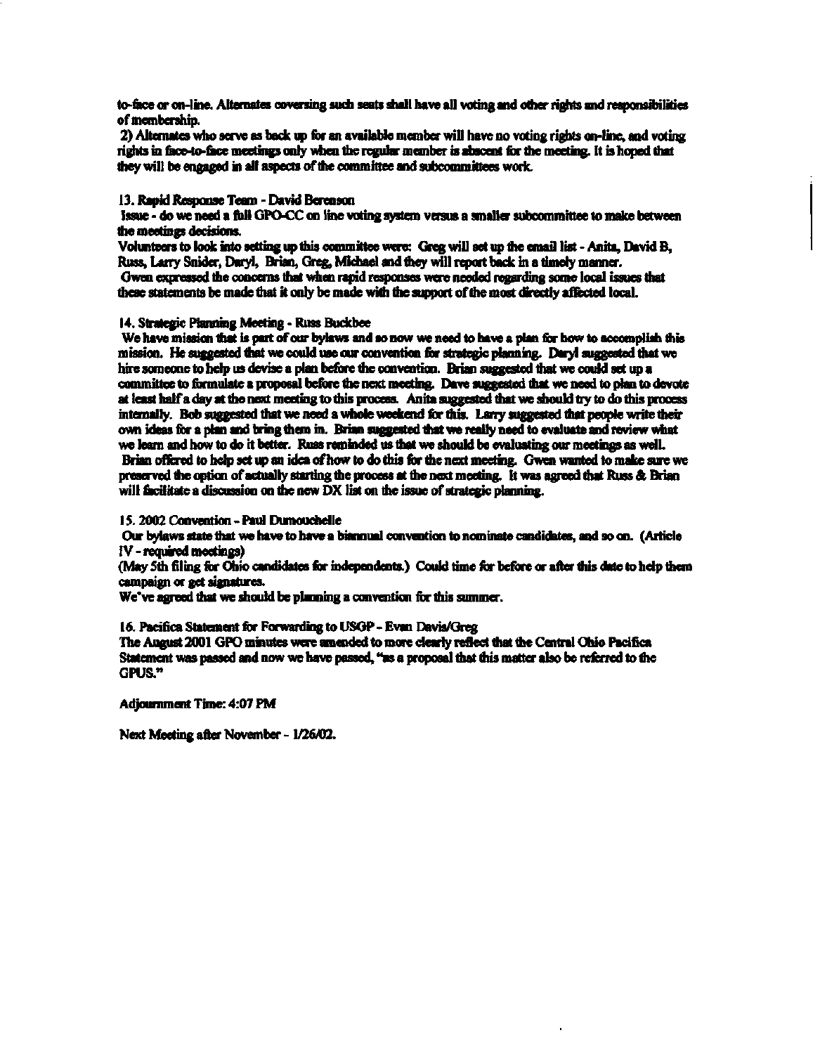to-face or on-line. Alternates coversing such seats shall have all voting and other rights and responsibilities of membership.

2) Alternates who serve as back up for an available member will have no voting rights on-line, and voting rights in face-to-face meetings only when the regular member is absent for the meeting. It is hoped that they will be engaged in all aspects of the committee and subcommittees work.

13. Rapid Response Team - David Berenson

Issue - do we need a full GPO-CC on line voting system versus a smaller subcommittee to make between the meetings decisions.

Volunteers to look into setting up this committee were: Greg will set up the email list - Anita, David B, Russ, Larry Snider, Daryl, Brian, Greg, Michael and they will report back in a timely manner.

Gwen expressed the concerns that when rapid responses were needed regarding some local issues that these statements be made that it only be made with the support of the most directly affected local.

14. Strategic Planning Meeting - Russ Buckbee

We have mission that is part of our bylaws and so now we need to have a plan for how to accomplish this mission. He suggested that we could use our convention for strategic planning. Daryl suggested that we hire someone to help us devise a plan before the convention. Brian suggested that we could set up a committee to formulate a proposal before the next meeting. Dave suggested that we need to plan to devote at least half a day at the next meeting to this process. Anita suggested that we should try to do this process internally. Bob suggested that we need a whole weekend for this. Larry suggested that people write their own ideas for a plan and bring them in. Brian suggested that we really need to evaluate and review what we learn and how to do it better. Russ reminded us that we should be evaluating our meetings as well.

Brian offered to help set up an idea of how to do this for the next meeting. Gwen wanted to make sure we preserved the option of actually starting the process at the next meeting. It was agreed that Russ & Brian will facilitate a discussion on the new DX list on the issue of strategic planning.

15. 2002 Convention - Paul Dumouchelle

Our bylaws state that we have to have a biannual convention to nominate candidates, and so on. (Article IV - required meetings)

(May 5th filing for Ohio candidates for independents.) Could time for before or after this date to help them campaign or get signatures.

We've agreed that we should be planning a convention for this summer.

16. Pacifica Statement for Forwarding to USGP - Evan Davis/Greg

The August 2001 GPO minutes were amended to more clearly reflect that the Central Ohio Pacifica Statement was passed and now we have passed, "as a proposal that this matter also be referred to the GPUS."

Adjournment Time: 4:07 PM

Next Meeting after November - 1/26/02.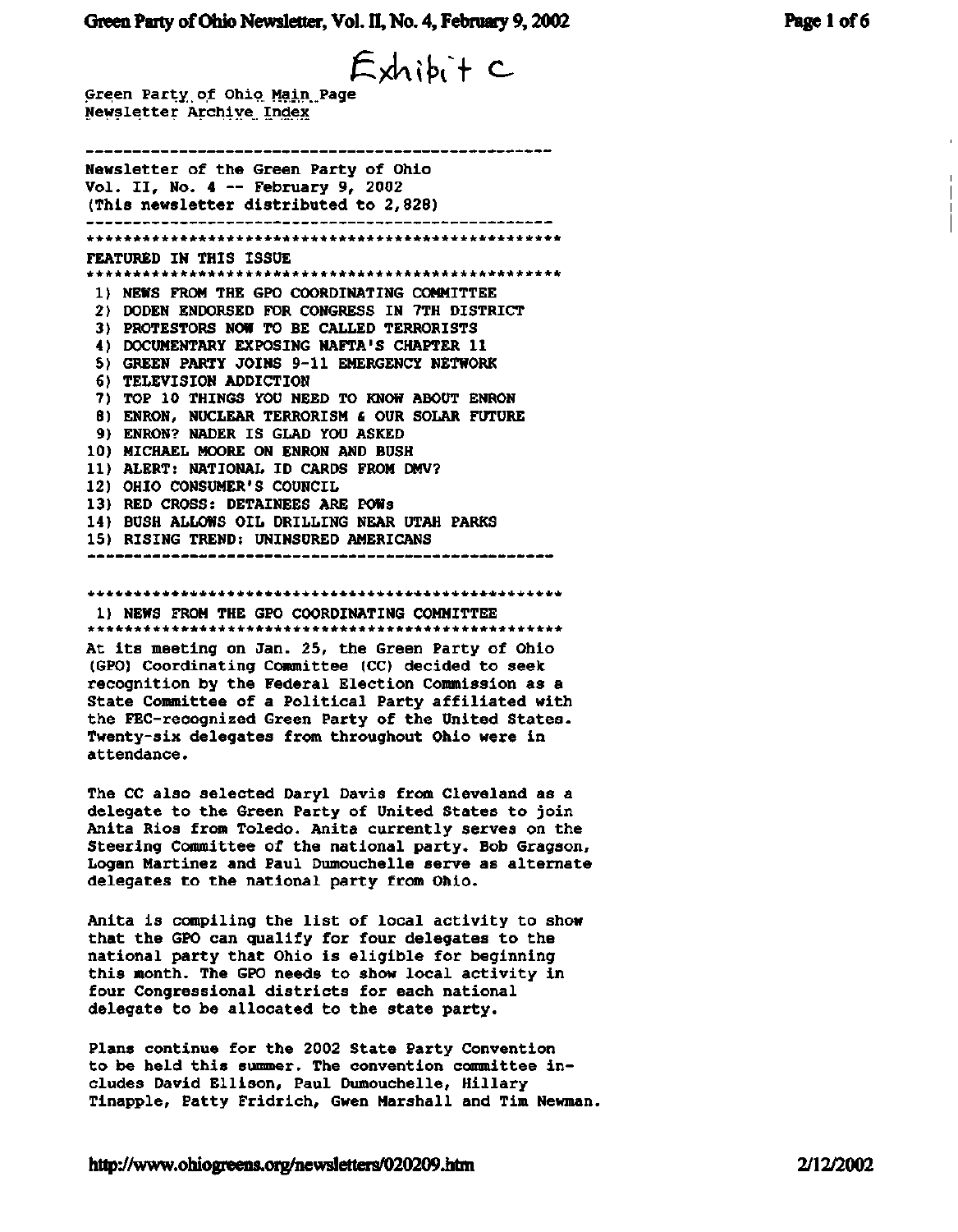Exhibit C

Green Party of Ohio Main Page
Newsletter Archive Index

---

Newsletter of the Green Party of Ohio
Vol. II, No. 4 -- February 9, 2002
(This newsletter distributed to 2,828)

---

**FEATURED IN THIS ISSUE**

1) NEWS FROM THE GPO COORDINATING COMMITTEE
2) DODEN ENDORSED FOR CONGRESS IN 7TH DISTRICT
3) PROTESTORS NOW TO BE CALLED TERRORISTS
4) DOCUMENTARY EXPOSING NAFTA'S CHAPTER 11
5) GREEN PARTY JOINS 9-11 EMERGENCY NETWORK
6) TELEVISION ADDICTION
7) TOP 10 THINGS YOU NEED TO KNOW ABOUT ENRON
8) ENRON, NUCLEAR TERRORISM & OUR SOLAR FUTURE
9) ENRON? NADER IS GLAD YOU ASKED
10) MICHAEL MOORE ON ENRON AND BUSH
11) ALERT: NATIONAL ID CARDS FROM DMV?
12) OHIO CONSUMER'S COUNCIL
13) RED CROSS: DETAINEES ARE POWs
14) BUSH ALLOWS OIL DRILLING NEAR UTAH PARKS
15) RISING TREND: UNINSURED AMERICANS

---

## 1) NEWS FROM THE GPO COORDINATING COMMITTEE

At its meeting on Jan. 25, the Green Party of Ohio (GPO) Coordinating Committee (CC) decided to seek recognition by the Federal Election Commission as a State Committee of a Political Party affiliated with the FEC-recognized Green Party of the United States. Twenty-six delegates from throughout Ohio were in attendance.

The CC also selected Daryl Davis from Cleveland as a delegate to the Green Party of United States to join Anita Rios from Toledo. Anita currently serves on the Steering Committee of the national party. Bob Gragson, Logan Martinez and Paul Dumouchelle serve as alternate delegates to the national party from Ohio.

Anita is compiling the list of local activity to show that the GPO can qualify for four delegates to the national party that Ohio is eligible for beginning this month. The GPO needs to show local activity in four Congressional districts for each national delegate to be allocated to the state party.

Plans continue for the 2002 State Party Convention to be held this summer. The convention committee includes David Ellison, Paul Dumouchelle, Hillary Tinapple, Patty Fridrich, Gwen Marshall and Tim Newman.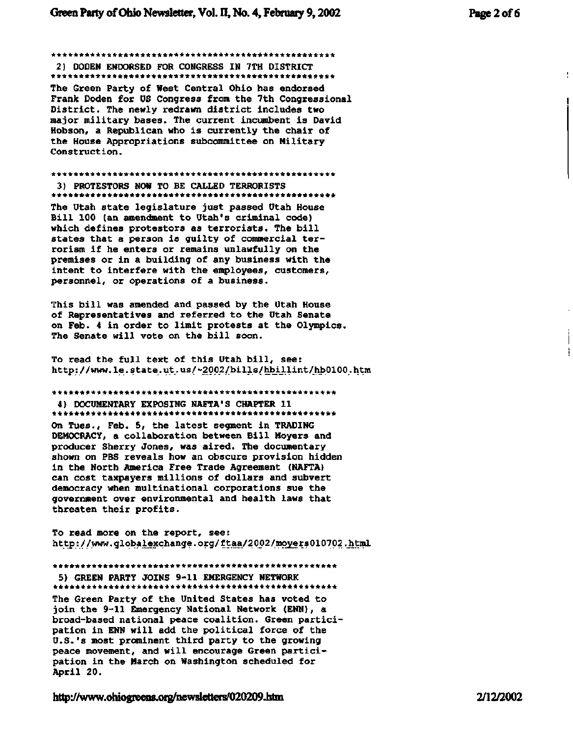## 2) DODEN ENDORSED FOR CONGRESS IN 7TH DISTRICT

The Green Party of West Central Ohio has endorsed Frank Doden for US Congress from the 7th Congressional District. The newly redrawn district includes two major military bases. The current incumbent is David Hobson, a Republican who is currently the chair of the House Appropriations subcommittee on Military Construction.

## 3) PROTESTORS NOW TO BE CALLED TERRORISTS

The Utah state legislature just passed Utah House Bill 100 (an amendment to Utah's criminal code) which defines protestors as terrorists. The bill states that a person is guilty of commercial terrorism if he enters or remains unlawfully on the premises or in a building of any business with the intent to interfere with the employees, customers, personnel, or operations of a business.

This bill was amended and passed by the Utah House of Representatives and referred to the Utah Senate on Feb. 4 in order to limit protests at the Olympics. The Senate will vote on the bill soon.

To read the full text of this Utah bill, see:
http://www.le.state.ut.us/~2002/bills/hbillint/hb0100.htm

## 4) DOCUMENTARY EXPOSING NAFTA'S CHAPTER 11

On Tues., Feb. 5, the latest segment in TRADING DEMOCRACY, a collaboration between Bill Moyers and producer Sherry Jones, was aired. The documentary shown on PBS reveals how an obscure provision hidden in the North America Free Trade Agreement (NAFTA) can cost taxpayers millions of dollars and subvert democracy when multinational corporations sue the government over environmental and health laws that threaten their profits.

To read more on the report, see:
http://www.globalexchange.org/ftaa/2002/moyers010702.html

## 5) GREEN PARTY JOINS 9-11 EMERGENCY NETWORK

The Green Party of the United States has voted to join the 9-11 Emergency National Network (ENN), a broad-based national peace coalition. Green participation in ENN will add the political force of the U.S.'s most prominent third party to the growing peace movement, and will encourage Green participation in the March on Washington scheduled for April 20.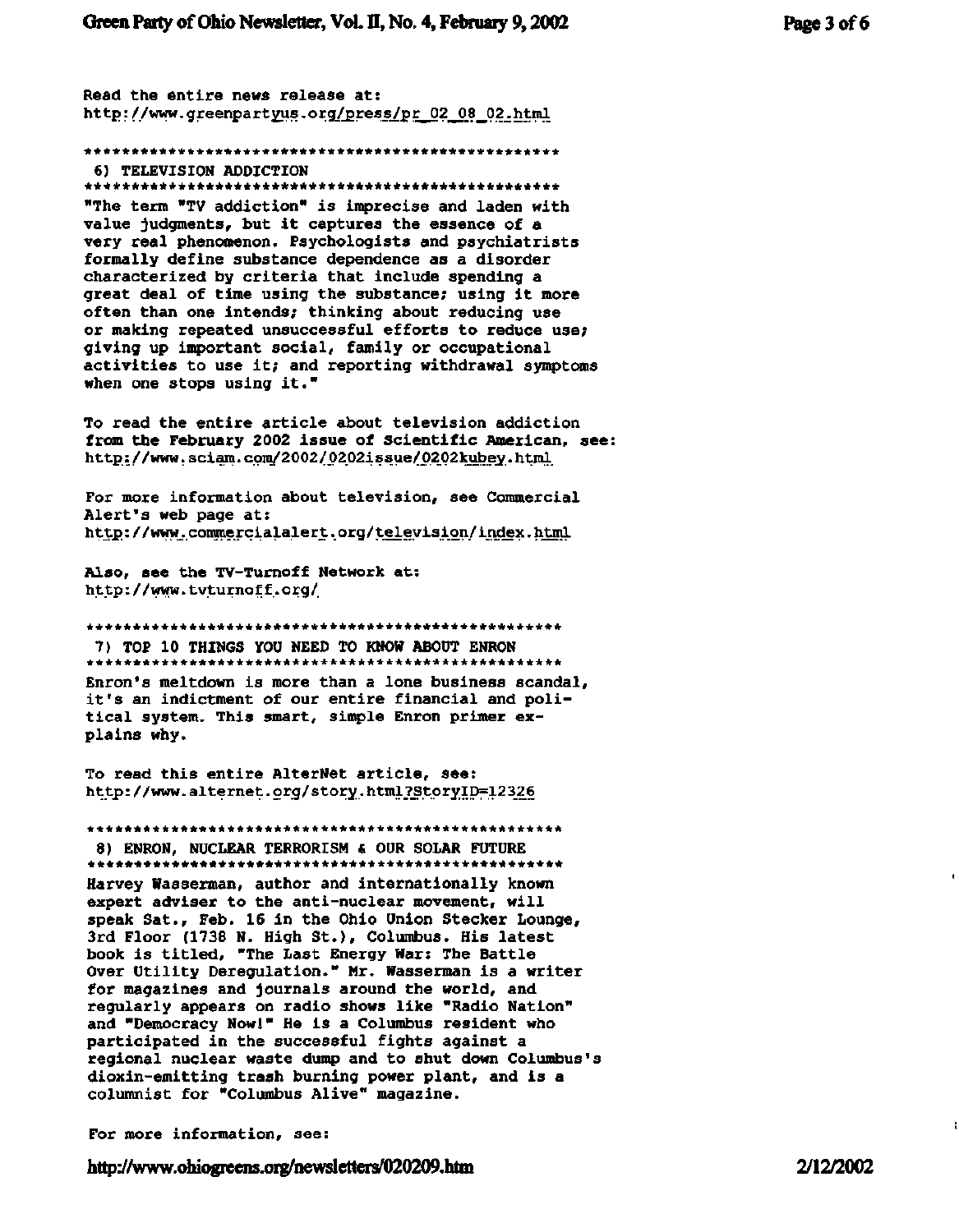Read the entire news release at:
http://www.greenpartyus.org/press/pr_02_08_02.html

*****************************************************

## 6) TELEVISION ADDICTION

*****************************************************

"The term "TV addiction" is imprecise and laden with value judgments, but it captures the essence of a very real phenomenon. Psychologists and psychiatrists formally define substance dependence as a disorder characterized by criteria that include spending a great deal of time using the substance; using it more often than one intends; thinking about reducing use or making repeated unsuccessful efforts to reduce use; giving up important social, family or occupational activities to use it; and reporting withdrawal symptoms when one stops using it."

To read the entire article about television addiction from the February 2002 issue of Scientific American, see:
http://www.sciam.com/2002/0202issue/0202kubey.html

For more information about television, see Commercial Alert's web page at:
http://www.commercialalert.org/television/index.html

Also, see the TV-Turnoff Network at:
http://www.tvturnoff.org/

*****************************************************

## 7) TOP 10 THINGS YOU NEED TO KNOW ABOUT ENRON

*****************************************************

Enron's meltdown is more than a lone business scandal, it's an indictment of our entire financial and political system. This smart, simple Enron primer explains why.

To read this entire AlterNet article, see:
http://www.alternet.org/story.html?StoryID=12326

*****************************************************

## 8) ENRON, NUCLEAR TERRORISM & OUR SOLAR FUTURE

*****************************************************

Harvey Wasserman, author and internationally known expert adviser to the anti-nuclear movement, will speak Sat., Feb. 16 in the Ohio Union Stecker Lounge, 3rd Floor (1738 N. High St.), Columbus. His latest book is titled, "The Last Energy War: The Battle Over Utility Deregulation." Mr. Wasserman is a writer for magazines and journals around the world, and regularly appears on radio shows like "Radio Nation" and "Democracy Now!" He is a Columbus resident who participated in the successful fights against a regional nuclear waste dump and to shut down Columbus's dioxin-emitting trash burning power plant, and is a columnist for "Columbus Alive" magazine.

For more information, see: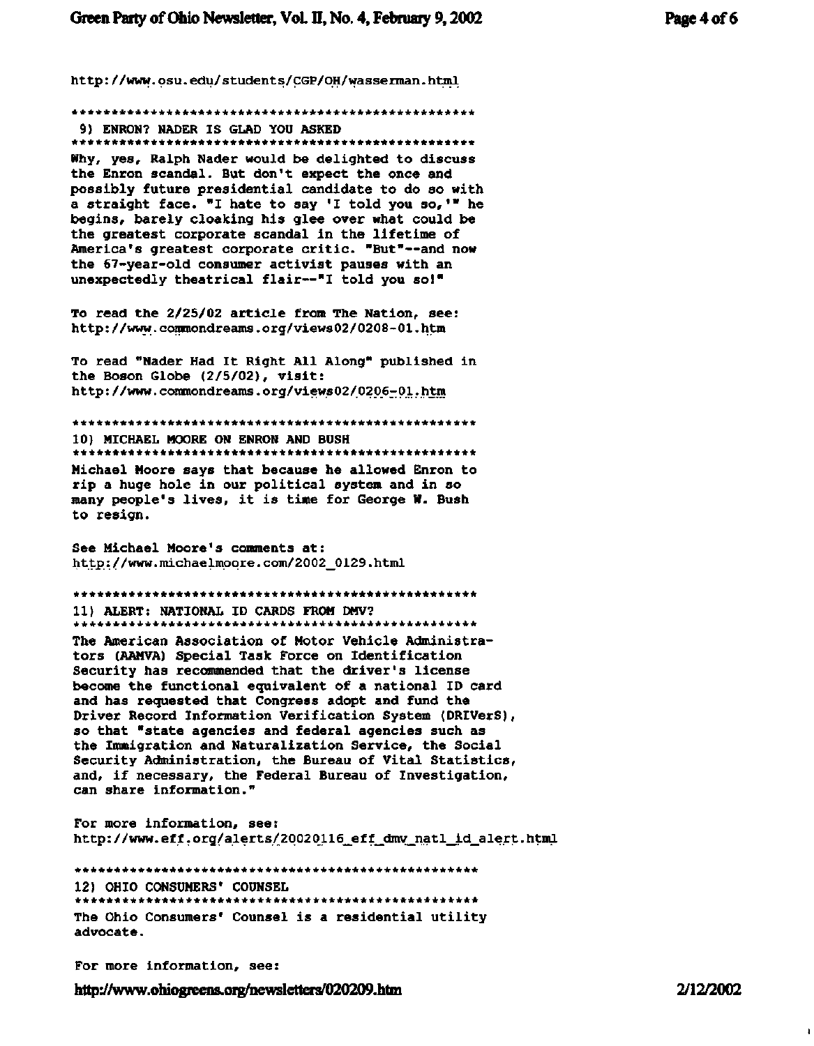http://www.osu.edu/students/CGP/OH/wasserman.html

*****************************************************

## 9) ENRON? NADER IS GLAD YOU ASKED

*****************************************************

Why, yes, Ralph Nader would be delighted to discuss the Enron scandal. But don't expect the once and possibly future presidential candidate to do so with a straight face. "I hate to say 'I told you so,'" he begins, barely cloaking his glee over what could be the greatest corporate scandal in the lifetime of America's greatest corporate critic. "But"--and now the 67-year-old consumer activist pauses with an unexpectedly theatrical flair--"I told you so!"

To read the 2/25/02 article from The Nation, see:
http://www.commondreams.org/views02/0208-01.htm

To read "Nader Had It Right All Along" published in the Boson Globe (2/5/02), visit:
http://www.commondreams.org/views02/0206-01.htm

*****************************************************

## 10) MICHAEL MOORE ON ENRON AND BUSH

*****************************************************

Michael Moore says that because he allowed Enron to rip a huge hole in our political system and in so many people's lives, it is time for George W. Bush to resign.

See Michael Moore's comments at:
http://www.michaelmoore.com/2002_0129.html

*****************************************************

## 11) ALERT: NATIONAL ID CARDS FROM DMV?

*****************************************************

The American Association of Motor Vehicle Administrators (AAMVA) Special Task Force on Identification Security has recommended that the driver's license become the functional equivalent of a national ID card and has requested that Congress adopt and fund the Driver Record Information Verification System (DRIVerS), so that "state agencies and federal agencies such as the Immigration and Naturalization Service, the Social Security Administration, the Bureau of Vital Statistics, and, if necessary, the Federal Bureau of Investigation, can share information."

For more information, see:
http://www.eff.org/alerts/20020116_eff_dmv_natl_id_alert.html

*****************************************************

## 12) OHIO CONSUMERS' COUNSEL

*****************************************************

The Ohio Consumers' Counsel is a residential utility advocate.

For more information, see: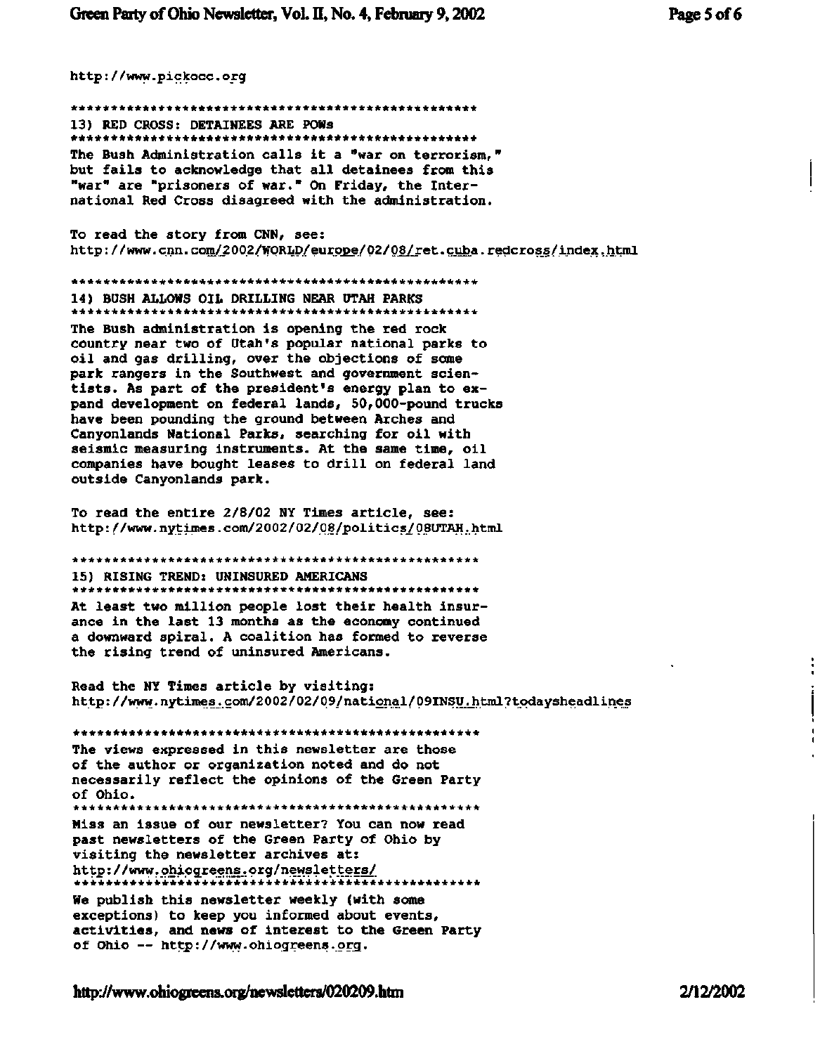http://www.pickocc.org

****************************************************
13) RED CROSS: DETAINEES ARE POWs
****************************************************
The Bush Administration calls it a "war on terrorism," but fails to acknowledge that all detainees from this "war" are "prisoners of war." On Friday, the International Red Cross disagreed with the administration.

To read the story from CNN, see:
http://www.cnn.com/2002/WORLD/europe/02/08/ret.cuba.redcross/index.html

****************************************************
14) BUSH ALLOWS OIL DRILLING NEAR UTAH PARKS
****************************************************
The Bush administration is opening the red rock country near two of Utah's popular national parks to oil and gas drilling, over the objections of some park rangers in the Southwest and government scientists. As part of the president's energy plan to expand development on federal lands, 50,000-pound trucks have been pounding the ground between Arches and Canyonlands National Parks, searching for oil with seismic measuring instruments. At the same time, oil companies have bought leases to drill on federal land outside Canyonlands park.

To read the entire 2/8/02 NY Times article, see:
http://www.nytimes.com/2002/02/08/politics/08UTAH.html

****************************************************
15) RISING TREND: UNINSURED AMERICANS
****************************************************
At least two million people lost their health insurance in the last 13 months as the economy continued a downward spiral. A coalition has formed to reverse the rising trend of uninsured Americans.

Read the NY Times article by visiting:
http://www.nytimes.com/2002/02/09/national/09INSU.html?todaysheadlines

****************************************************
The views expressed in this newsletter are those of the author or organization noted and do not necessarily reflect the opinions of the Green Party of Ohio.
****************************************************
Miss an issue of our newsletter? You can now read past newsletters of the Green Party of Ohio by visiting the newsletter archives at:
http://www.ohiogreens.org/newsletters/
****************************************************
We publish this newsletter weekly (with some exceptions) to keep you informed about events, activities, and news of interest to the Green Party of Ohio -- http://www.ohiogreens.org.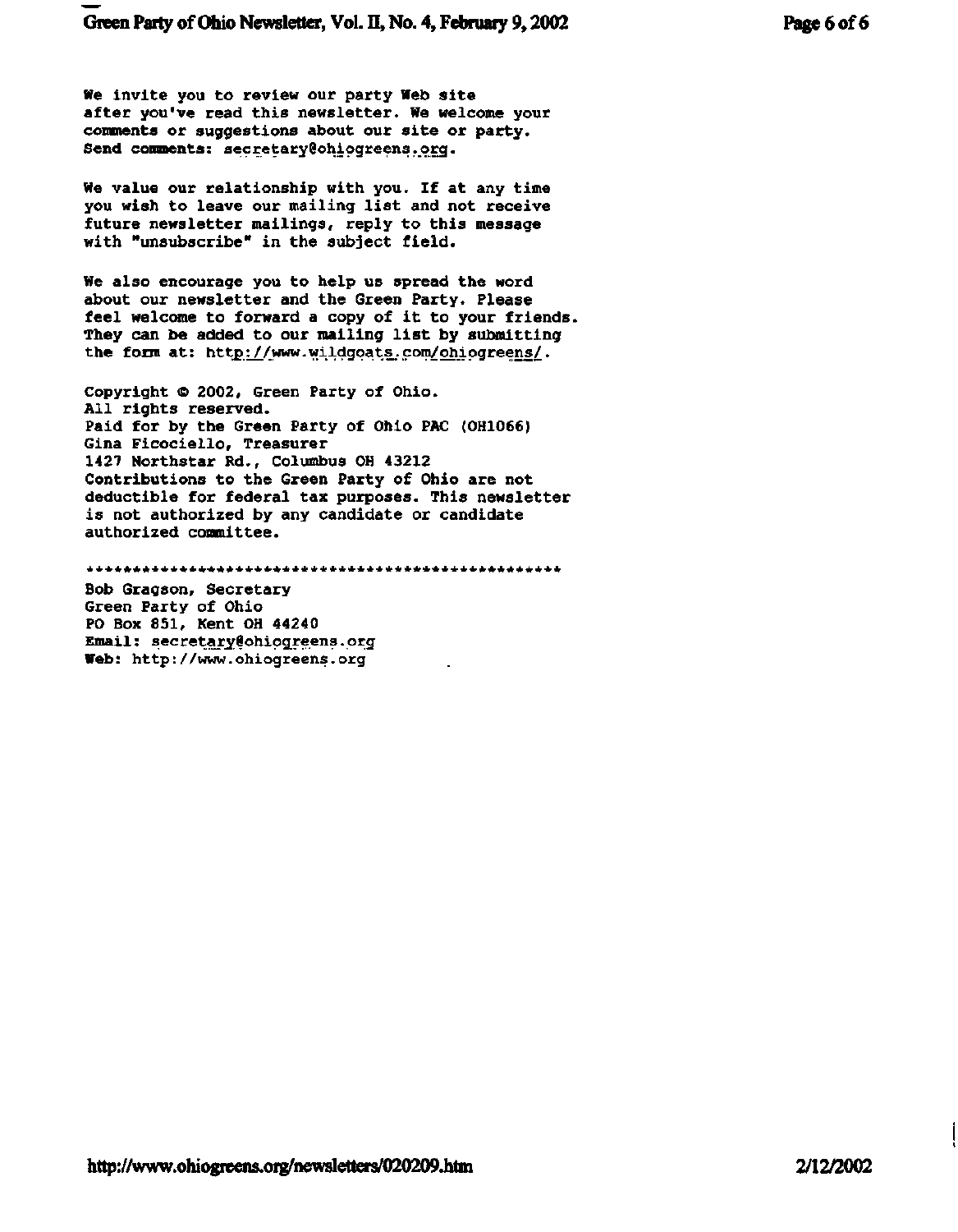We invite you to review our party Web site after you've read this newsletter. We welcome your comments or suggestions about our site or party. Send comments: secretary@ohiogreens.org.

We value our relationship with you. If at any time you wish to leave our mailing list and not receive future newsletter mailings, reply to this message with "unsubscribe" in the subject field.

We also encourage you to help us spread the word about our newsletter and the Green Party. Please feel welcome to forward a copy of it to your friends. They can be added to our mailing list by submitting the form at: http://www.wildgoats.com/ohiogreens/.

Copyright © 2002, Green Party of Ohio.
All rights reserved.
Paid for by the Green Party of Ohio PAC (OH1066)
Gina Ficociello, Treasurer
1427 Northstar Rd., Columbus OH 43212
Contributions to the Green Party of Ohio are not deductible for federal tax purposes. This newsletter is not authorized by any candidate or candidate authorized committee.

*****************************************************

Bob Gragson, Secretary
Green Party of Ohio
PO Box 851, Kent OH 44240
Email: secretary@ohiogreens.org
Web: http://www.ohiogreens.org